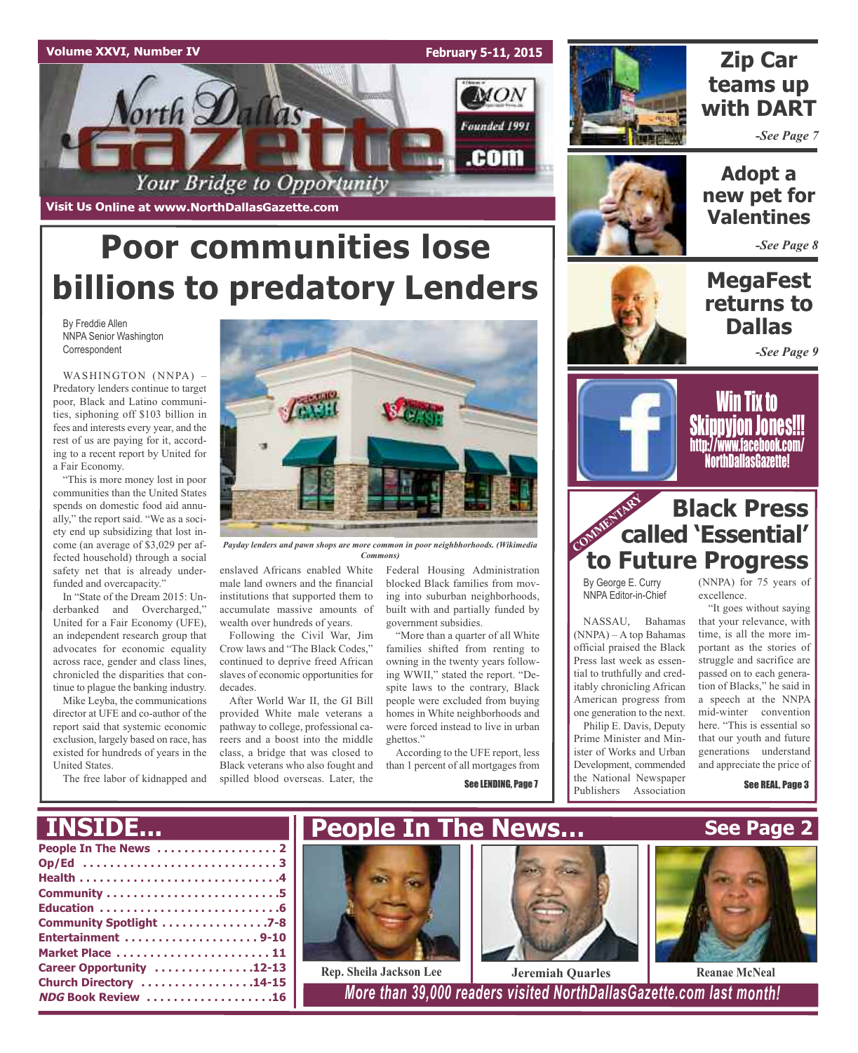Volume XXVI, Number IV — February 5-11, 2015

# North Dallas Gazette

Your Bridge to Opportunity

Founded 1991

Visit Us Online at www.NorthDallasGazette.com

# Poor communities lose billions to predatory Lenders

By Freddie Allen
NNPA Senior Washington Correspondent

WASHINGTON (NNPA) – Predatory lenders continue to target poor, Black and Latino communities, siphoning off $103 billion in fees and interests every year, and the rest of us are paying for it, according to a recent report by United for a Fair Economy.

"This is more money lost in poor communities than the United States spends on domestic food aid annually," the report said. "We as a society end up subsidizing that lost income (an average of $3,029 per affected household) through a social safety net that is already underfunded and overcapacity."

In "State of the Dream 2015: Underbanked and Overcharged," United for a Fair Economy (UFE), an independent research group that advocates for economic equality across race, gender and class lines, chronicled the disparities that continue to plague the banking industry.

Mike Leyba, the communications director at UFE and co-author of the report said that systemic economic exclusion, largely based on race, has existed for hundreds of years in the United States.

The free labor of kidnapped and enslaved Africans enabled White male land owners and the financial institutions that supported them to accumulate massive amounts of wealth over hundreds of years.

Following the Civil War, Jim Crow laws and "The Black Codes," continued to deprive freed African slaves of economic opportunities for decades.

After World War II, the GI Bill provided White male veterans a pathway to college, professional careers and a boost into the middle class, a bridge that was closed to Black veterans who also fought and spilled blood overseas. Later, the Federal Housing Administration blocked Black families from moving into suburban neighborhoods, built with and partially funded by government subsidies.

"More than a quarter of all White families shifted from renting to owning in the twenty years following WWII," stated the report. "Despite laws to the contrary, Black people were excluded from buying homes in White neighborhoods and were forced instead to live in urban ghettos."

According to the UFE report, less than 1 percent of all mortgages from

*Payday lenders and pawn shops are more common in poor neighbhorhoods. (Wikimedia Commons)*

See LENDING, Page 7

## Zip Car teams up with DART

*-See Page 7*

## Adopt a new pet for Valentines

*-See Page 8*

## MegaFest returns to Dallas

*-See Page 9*

## Win Tix to Skippyjon Jones!!!

http://www.facebook.com/NorthDallasGazette!

COMMENTARY

## Black Press called 'Essential' to Future Progress

By George E. Curry
NNPA Editor-in-Chief

NASSAU, Bahamas (NNPA) – A top Bahamas official praised the Black Press last week as essential to truthfully and creditably chronicling African American progress from one generation to the next.

Philip E. Davis, Deputy Prime Minister and Minister of Works and Urban Development, commended the National Newspaper Publishers Association (NNPA) for 75 years of excellence.

"It goes without saying that your relevance, with time, is all the more important as the stories of struggle and sacrifice are passed on to each generation of Blacks," he said in a speech at the NNPA mid-winter convention here. "This is essential so that our youth and future generations understand and appreciate the price of

See REAL, Page 3

## INSIDE...

- People In The News . . . 2
- Op/Ed . . . 3
- Health . . . 4
- Community . . . 5
- Education . . . 6
- Community Spotlight . . . 7-8
- Entertainment . . . 9-10
- Market Place . . . 11
- Career Opportunity . . . 12-13
- Church Directory . . . 14-15
- *NDG* Book Review . . . 16

## People In The News...

See Page 2

Rep. Sheila Jackson Lee — Jeremiah Quarles — Reanae McNeal

*More than 39,000 readers visited NorthDallasGazette.com last month!*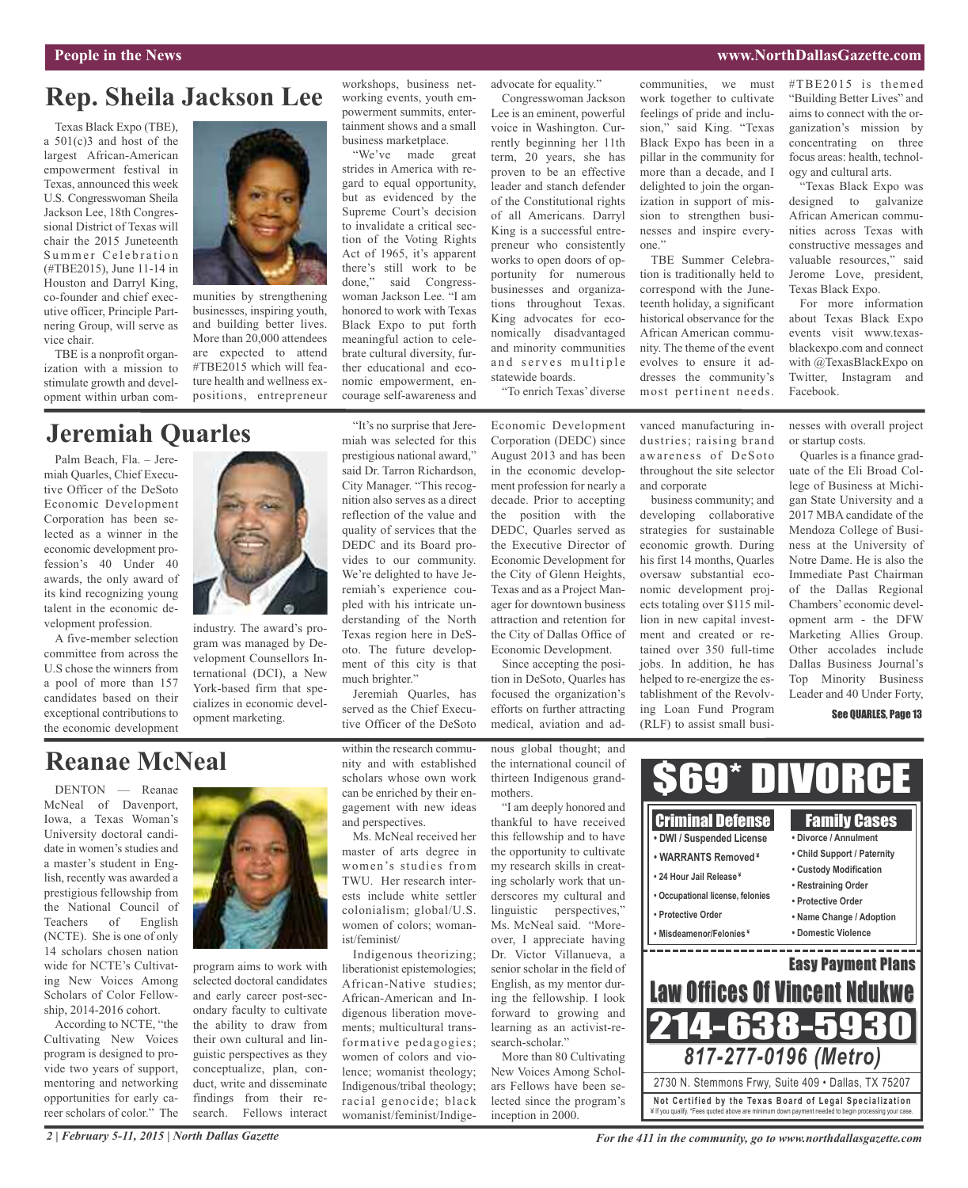## Rep. Sheila Jackson Lee

Texas Black Expo (TBE), a 501(c)3 and host of the largest African-American empowerment festival in Texas, announced this week U.S. Congresswoman Sheila Jackson Lee, 18th Congressional District of Texas will chair the 2015 Juneteenth Summer Celebration (#TBE2015), June 11-14 in Houston and Darryl King, co-founder and chief executive officer, Principle Partnering Group, will serve as vice chair.

TBE is a nonprofit organization with a mission to stimulate growth and development within urban communities by strengthening businesses, inspiring youth, and building better lives. More than 20,000 attendees are expected to attend #TBE2015 which will feature health and wellness expositions, entrepreneur workshops, business networking events, youth empowerment summits, entertainment shows and a small business marketplace.

"We've made great strides in America with regard to equal opportunity, but as evidenced by the Supreme Court's decision to invalidate a critical section of the Voting Rights Act of 1965, it's apparent there's still work to be done," said Congresswoman Jackson Lee. "I am honored to work with Texas Black Expo to put forth meaningful action to celebrate cultural diversity, further educational and economic empowerment, encourage self-awareness and advocate for equality."

Congresswoman Jackson Lee is an eminent, powerful voice in Washington. Currently beginning her 11th term, 20 years, she has proven to be an effective leader and stanch defender of the Constitutional rights of all Americans. Darryl King is a successful entrepreneur who consistently works to open doors of opportunity for numerous businesses and organizations throughout Texas. King advocates for economically disadvantaged and minority communities and serves multiple statewide boards.

"To enrich Texas' diverse communities, we must work together to cultivate feelings of pride and inclusion," said King. "Texas Black Expo has been in a pillar in the community for more than a decade, and I delighted to join the organization in support of mission to strengthen businesses and inspire everyone."

TBE Summer Celebration is traditionally held to correspond with the Juneteenth holiday, a significant historical observance for the African American community. The theme of the event evolves to ensure it addresses the community's most pertinent needs. #TBE2015 is themed "Building Better Lives" and aims to connect with the organization's mission by concentrating on three focus areas: health, technology and cultural arts.

"Texas Black Expo was designed to galvanize African American communities across Texas with constructive messages and valuable resources," said Jerome Love, president, Texas Black Expo.

For more information about Texas Black Expo events visit www.texasblackexpo.com and connect with @TexasBlackExpo on Twitter, Instagram and Facebook.

## Jeremiah Quarles

Palm Beach, Fla. – Jeremiah Quarles, Chief Executive Officer of the DeSoto Economic Development Corporation has been selected as a winner in the economic development profession's 40 Under 40 awards, the only award of its kind recognizing young talent in the economic development profession.

A five-member selection committee from across the U.S chose the winners from a pool of more than 157 candidates based on their exceptional contributions to the economic development industry. The award's program was managed by Development Counsellors International (DCI), a New York-based firm that specializes in economic development marketing.

"It's no surprise that Jeremiah was selected for this prestigious national award," said Dr. Tarron Richardson, City Manager. "This recognition also serves as a direct reflection of the value and quality of services that the DEDC and its Board provides to our community. We're delighted to have Jeremiah's experience coupled with his intricate understanding of the North Texas region here in DeSoto. The future development of this city is that much brighter."

Jeremiah Quarles, has served as the Chief Executive Officer of the DeSoto Economic Development Corporation (DEDC) since August 2013 and has been in the economic development profession for nearly a decade. Prior to accepting the position with the DEDC, Quarles served as the Executive Director of Economic Development for the City of Glenn Heights, Texas and as a Project Manager for downtown business attraction and retention for the City of Dallas Office of Economic Development.

Since accepting the position in DeSoto, Quarles has focused the organization's efforts on further attracting medical, aviation and advanced manufacturing industries; raising brand awareness of DeSoto throughout the site selector and corporate business community; and developing collaborative strategies for sustainable economic growth. During his first 14 months, Quarles oversaw substantial economic development projects totaling over $115 million in new capital investment and created or retained over 350 full-time jobs. In addition, he has helped to re-energize the establishment of the Revolving Loan Fund Program (RLF) to assist small businesses with overall project or startup costs.

Quarles is a finance graduate of the Eli Broad College of Business at Michigan State University and a 2017 MBA candidate of the Mendoza College of Business at the University of Notre Dame. He is also the Immediate Past Chairman of the Dallas Regional Chambers' economic development arm - the DFW Marketing Allies Group. Other accolades include Dallas Business Journal's Top Minority Business Leader and 40 Under Forty,

**See QUARLES, Page 13**

## Reanae McNeal

DENTON — Reanae McNeal of Davenport, Iowa, a Texas Woman's University doctoral candidate in women's studies and a master's student in English, recently was awarded a prestigious fellowship from the National Council of Teachers of English (NCTE). She is one of only 14 scholars chosen nation wide for NCTE's Cultivating New Voices Among Scholars of Color Fellowship, 2014-2016 cohort.

According to NCTE, "the Cultivating New Voices program is designed to provide two years of support, mentoring and networking opportunities for early career scholars of color." The program aims to work with selected doctoral candidates and early career post-secondary faculty to cultivate the ability to draw from their own cultural and linguistic perspectives as they conceptualize, plan, conduct, write and disseminate findings from their research. Fellows interact within the research community and with established scholars whose own work can be enriched by their engagement with new ideas and perspectives.

Ms. McNeal received her master of arts degree in women's studies from TWU. Her research interests include white settler colonialism; global/U.S. women of colors; womanist/feminist/ Indigenous theorizing; liberationist epistemologies; African-Native studies; African-American and Indigenous liberation movements; multicultural transformative pedagogies; women of colors and violence; womanist theology; Indigenous/tribal theology; racial genocide; black womanist/feminist/Indigenous global thought; and the international council of thirteen Indigenous grandmothers.

"I am deeply honored and thankful to have received this fellowship and to have the opportunity to cultivate my research skills in creating scholarly work that underscores my cultural and linguistic perspectives," Ms. McNeal said. "Moreover, I appreciate having Dr. Victor Villanueva, a senior scholar in the field of English, as my mentor during the fellowship. I look forward to growing and learning as an activist-research-scholar."

More than 80 Cultivating New Voices Among Scholars Fellows have been selected since the program's inception in 2000.

# $69* DIVORCE

**Criminal Defense**
- DWI / Suspended License
- WARRANTS Removed ¥
- 24 Hour Jail Release ¥
- Occupational license, felonies
- Protective Order
- Misdeamenor/Felonies ¥

**Family Cases**
- Divorce / Annulment
- Child Support / Paternity
- Custody Modification
- Restraining Order
- Protective Order
- Name Change / Adoption
- Domestic Violence

**Easy Payment Plans**

**Law Offices Of Vincent Ndukwe**

**214-638-5930**

*817-277-0196 (Metro)*

2730 N. Stemmons Frwy, Suite 409 • Dallas, TX 75207

**Not Certified by the Texas Board of Legal Specialization**

¥ If you qualify. *Fees quoted above are minimum down payment needed to begin processing your case.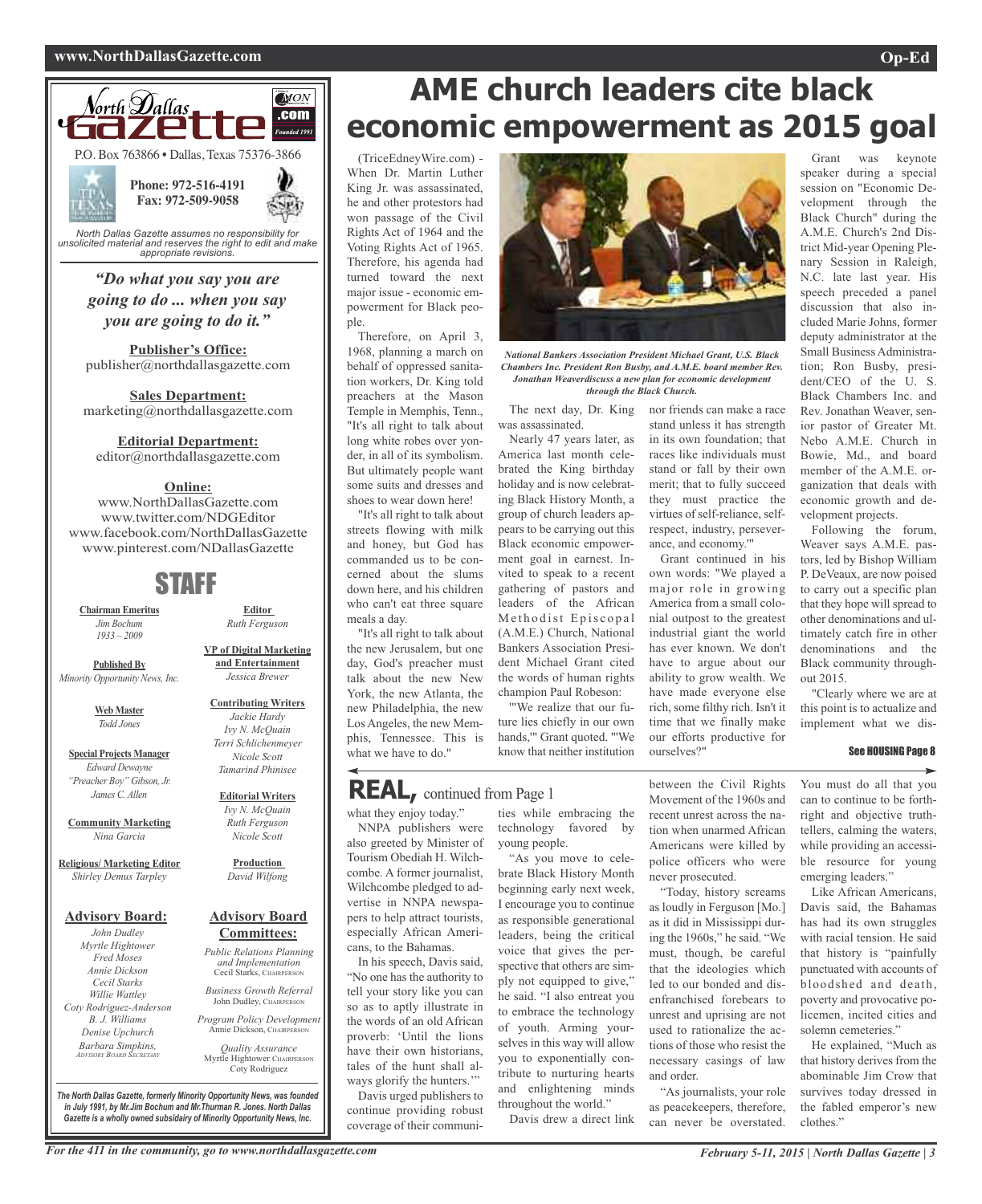# AME church leaders cite black economic empowerment as 2015 goal

(TriceEdneyWire.com) - When Dr. Martin Luther King Jr. was assassinated, he and other protestors had won passage of the Civil Rights Act of 1964 and the Voting Rights Act of 1965. Therefore, his agenda had turned toward the next major issue - economic empowerment for Black people.

Therefore, on April 3, 1968, planning a march on behalf of oppressed sanitation workers, Dr. King told preachers at the Mason Temple in Memphis, Tenn., "It's all right to talk about long white robes over yonder, in all of its symbolism. But ultimately people want some suits and dresses and shoes to wear down here!

"It's all right to talk about streets flowing with milk and honey, but God has commanded us to be concerned about the slums down here, and his children who can't eat three square meals a day.

"It's all right to talk about the new Jerusalem, but one day, God's preacher must talk about the new New York, the new Atlanta, the new Philadelphia, the new Los Angeles, the new Memphis, Tennessee. This is what we have to do."

*National Bankers Association President Michael Grant, U.S. Black Chambers Inc. President Ron Busby, and A.M.E. board member Rev. Jonathan Weaverdiscuss a new plan for economic development through the Black Church.*

The next day, Dr. King was assassinated.

Nearly 47 years later, as America last month celebrated the King birthday holiday and is now celebrating Black History Month, a group of church leaders appears to be carrying out this Black economic empowerment goal in earnest. Invited to speak to a recent gathering of pastors and leaders of the African Methodist Episcopal (A.M.E.) Church, National Bankers Association President Michael Grant cited the words of human rights champion Paul Robeson:

"'We realize that our future lies chiefly in our own hands,'" Grant quoted. "'We know that neither institution nor friends can make a race stand unless it has strength in its own foundation; that races like individuals must stand or fall by their own merit; that to fully succeed they must practice the virtues of self-reliance, self-respect, industry, perseverance, and economy.'"

Grant continued in his own words: "We played a major role in growing America from a small colonial outpost to the greatest industrial giant the world has ever known. We don't have to argue about our ability to grow wealth. We have made everyone else rich, some filthy rich. Isn't it time that we finally make our efforts productive for ourselves?"

Grant was keynote speaker during a special session on "Economic Development through the Black Church" during the A.M.E. Church's 2nd District Mid-year Opening Plenary Session in Raleigh, N.C. late last year. His speech preceded a panel discussion that also included Marie Johns, former deputy administrator at the Small Business Administration; Ron Busby, president/CEO of the U. S. Black Chambers Inc. and Rev. Jonathan Weaver, senior pastor of Greater Mt. Nebo A.M.E. Church in Bowie, Md., and board member of the A.M.E. organization that deals with economic growth and development projects.

Following the forum, Weaver says A.M.E. pastors, led by Bishop William P. DeVeaux, are now poised to carry out a specific plan that they hope will spread to other denominations and ultimately catch fire in other denominations and the Black community throughout 2015.

"Clearly where we are at this point is to actualize and implement what we dis-

**See HOUSING Page 8**

---

## REAL, continued from Page 1

what they enjoy today."

NNPA publishers were also greeted by Minister of Tourism Obediah H. Wilchcombe. A former journalist, Wilchcombe pledged to advertise in NNPA newspapers to help attract tourists, especially African Americans, to the Bahamas.

In his speech, Davis said, "No one has the authority to tell your story like you can so as to aptly illustrate in the words of an old African proverb: 'Until the lions have their own historians, tales of the hunt shall always glorify the hunters.'"

Davis urged publishers to continue providing robust coverage of their communities while embracing the technology favored by young people.

"As you move to celebrate Black History Month beginning early next week, I encourage you to continue as responsible generational leaders, being the critical voice that gives the perspective that others are simply not equipped to give," he said. "I also entreat you to embrace the technology of youth. Arming yourselves in this way will allow you to exponentially contribute to nurturing hearts and enlightening minds throughout the world."

Davis drew a direct link between the Civil Rights Movement of the 1960s and recent unrest across the nation when unarmed African Americans were killed by police officers who were never prosecuted.

"Today, history screams as loudly in Ferguson [Mo.] as it did in Mississippi during the 1960s," he said. "We must, though, be careful that the ideologies which led to our bonded and disenfranchised forebears to unrest and uprising are not used to rationalize the actions of those who resist the necessary casings of law and order.

"As journalists, your role as peacekeepers, therefore, can never be overstated. You must do all that you can to continue to be forthright and objective truth-tellers, calming the waters, while providing an accessible resource for young emerging leaders."

Like African Americans, Davis said, the Bahamas has had its own struggles with racial tension. He said that history is "painfully punctuated with accounts of bloodshed and death, poverty and provocative policemen, incited cities and solemn cemeteries."

He explained, "Much as that history derives from the abominable Jim Crow that survives today dressed in the fabled emperor's new clothes."

---

**North Dallas Gazette**

P.O. Box 763866 • Dallas, Texas 75376-3866

**Phone: 972-516-4191**
**Fax: 972-509-9058**

*North Dallas Gazette assumes no responsibility for unsolicited material and reserves the right to edit and make appropriate revisions.*

***"Do what you say you are going to do ... when you say you are going to do it."***

**Publisher's Office:**
publisher@northdallasgazette.com

**Sales Department:**
marketing@northdallasgazette.com

**Editorial Department:**
editor@northdallasgazette.com

**Online:**
www.NorthDallasGazette.com
www.twitter.com/NDGEditor
www.facebook.com/NorthDallasGazette
www.pinterest.com/NDallasGazette

## STAFF

**Chairman Emeritus**
*Jim Bochum*
*1933 – 2009*

**Published By**
*Minority Opportunity News, Inc.*

**Web Master**
*Todd Jones*

**Special Projects Manager**
*Edward Dewayne "Preacher Boy" Gibson, Jr.*
*James C. Allen*

**Community Marketing**
*Nina Garcia*

**Religious/ Marketing Editor**
*Shirley Demus Tarpley*

**Editor**
*Ruth Ferguson*

**VP of Digital Marketing and Entertainment**
*Jessica Brewer*

**Contributing Writers**
*Jackie Hardy*
*Ivy N. McQuain*
*Terri Schlichenmeyer*
*Nicole Scott*
*Tamarind Phinisee*

**Editorial Writers**
*Ivy N. McQuain*
*Ruth Ferguson*
*Nicole Scott*

**Production**
*David Wilfong*

**Advisory Board:**
*John Dudley*
*Myrtle Hightower*
*Fred Moses*
*Annie Dickson*
*Cecil Starks*
*Willie Wattley*
*Coty Rodriguez-Anderson*
*B. J. Williams*
*Denise Upchurch*
*Barbara Simpkins, Advisory Board Secretary*

**Advisory Board Committees:**
*Public Relations Planning and Implementation*
Cecil Starks, Chairperson
*Business Growth Referral*
John Dudley, Chairperson
*Program Policy Development*
Annie Dickson, Chairperson
*Quality Assurance*
Myrtle Hightower, Chairperson
Coty Rodriguez

*The North Dallas Gazette, formerly Minority Opportunity News, was founded in July 1991, by Mr.Jim Bochum and Mr.Thurman R. Jones. North Dallas Gazette is a wholly owned subsidairy of Minority Opportunity News, Inc.*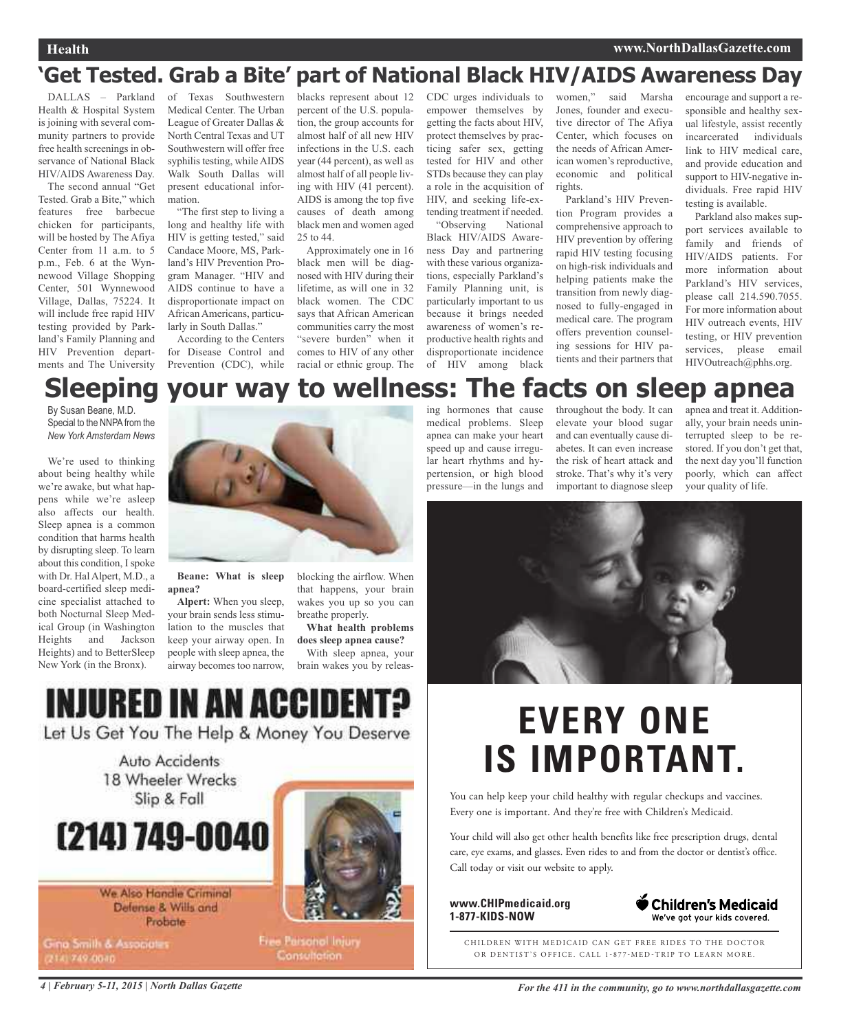## 'Get Tested. Grab a Bite' part of National Black HIV/AIDS Awareness Day

DALLAS – Parkland Health & Hospital System is joining with several community partners to provide free health screenings in observance of National Black HIV/AIDS Awareness Day.

The second annual "Get Tested. Grab a Bite," which features free barbecue chicken for participants, will be hosted by The Afiya Center from 11 a.m. to 5 p.m., Feb. 6 at the Wynnewood Village Shopping Center, 501 Wynnewood Village, Dallas, 75224. It will include free rapid HIV testing provided by Parkland's Family Planning and HIV Prevention departments and The University of Texas Southwestern Medical Center. The Urban League of Greater Dallas & North Central Texas and UT Southwestern will offer free syphilis testing, while AIDS Walk South Dallas will present educational information.

"The first step to living a long and healthy life with HIV is getting tested," said Candace Moore, MS, Parkland's HIV Prevention Program Manager. "HIV and AIDS continue to have a disproportionate impact on African Americans, particularly in South Dallas."

According to the Centers for Disease Control and Prevention (CDC), while blacks represent about 12 percent of the U.S. population, the group accounts for almost half of all new HIV infections in the U.S. each year (44 percent), as well as almost half of all people living with HIV (41 percent). AIDS is among the top five causes of death among black men and women aged 25 to 44.

Approximately one in 16 black men will be diagnosed with HIV during their lifetime, as will one in 32 black women. The CDC says that African American communities carry the most "severe burden" when it comes to HIV of any other racial or ethnic group. The CDC urges individuals to empower themselves by getting the facts about HIV, protect themselves by practicing safer sex, getting tested for HIV and other STDs because they can play a role in the acquisition of HIV, and seeking life-extending treatment if needed.

"Observing National Black HIV/AIDS Awareness Day and partnering with these various organizations, especially Parkland's Family Planning unit, is particularly important to us because it brings needed awareness of women's reproductive health rights and disproportionate incidence of HIV among black women," said Marsha Jones, founder and executive director of The Afiya Center, which focuses on the needs of African American women's reproductive, economic and political rights.

Parkland's HIV Prevention Program provides a comprehensive approach to HIV prevention by offering rapid HIV testing focusing on high-risk individuals and helping patients make the transition from newly diagnosed to fully-engaged in medical care. The program offers prevention counseling sessions for HIV patients and their partners that encourage and support a responsible and healthy sexual lifestyle, assist recently incarcerated individuals link to HIV medical care, and provide education and support to HIV-negative individuals. Free rapid HIV testing is available.

Parkland also makes support services available to family and friends of HIV/AIDS patients. For more information about Parkland's HIV services, please call 214.590.7055. For more information about HIV outreach events, HIV testing, or HIV prevention services, please email HIVOutreach@phhs.org.

## Sleeping your way to wellness: The facts on sleep apnea

By Susan Beane, M.D.
Special to the NNPA from the *New York Amsterdam News*

We're used to thinking about being healthy while we're awake, but what happens while we're asleep also affects our health. Sleep apnea is a common condition that harms health by disrupting sleep. To learn about this condition, I spoke with Dr. Hal Alpert, M.D., a board-certified sleep medicine specialist attached to both Nocturnal Sleep Medical Group (in Washington Heights and Jackson Heights) and to BetterSleep New York (in the Bronx).

**Beane: What is sleep apnea?**

**Alpert:** When you sleep, your brain sends less stimulation to the muscles that keep your airway open. In people with sleep apnea, the airway becomes too narrow, blocking the airflow. When that happens, your brain wakes you up so you can breathe properly.

**What health problems does sleep apnea cause?**

With sleep apnea, your brain wakes you by releasing hormones that cause medical problems. Sleep apnea can make your heart speed up and cause irregular heart rhythms and hypertension, or high blood pressure—in the lungs and throughout the body. It can elevate your blood sugar and can eventually cause diabetes. It can even increase the risk of heart attack and stroke. That's why it's very important to diagnose sleep apnea and treat it. Additionally, your brain needs uninterrupted sleep to be restored. If you don't get that, the next day you'll function poorly, which can affect your quality of life.

# INJURED IN AN ACCIDENT?

Let Us Get You The Help & Money You Deserve

Auto Accidents
18 Wheeler Wrecks
Slip & Fall

**(214) 749-0040**

We Also Handle Criminal Defense & Wills and Probate

Gina Smith & Associates
(214) 749-0040

Free Personal Injury Consultation

# EVERY ONE IS IMPORTANT.

You can help keep your child healthy with regular checkups and vaccines. Every one is important. And they're free with Children's Medicaid.

Your child will also get other health benefits like free prescription drugs, dental care, eye exams, and glasses. Even rides to and from the doctor or dentist's office. Call today or visit our website to apply.

**www.CHIPmedicaid.org**
**1-877-KIDS-NOW**

**Children's Medicaid**
We've got your kids covered.

CHILDREN WITH MEDICAID CAN GET FREE RIDES TO THE DOCTOR OR DENTIST'S OFFICE. CALL 1-877-MED-TRIP TO LEARN MORE.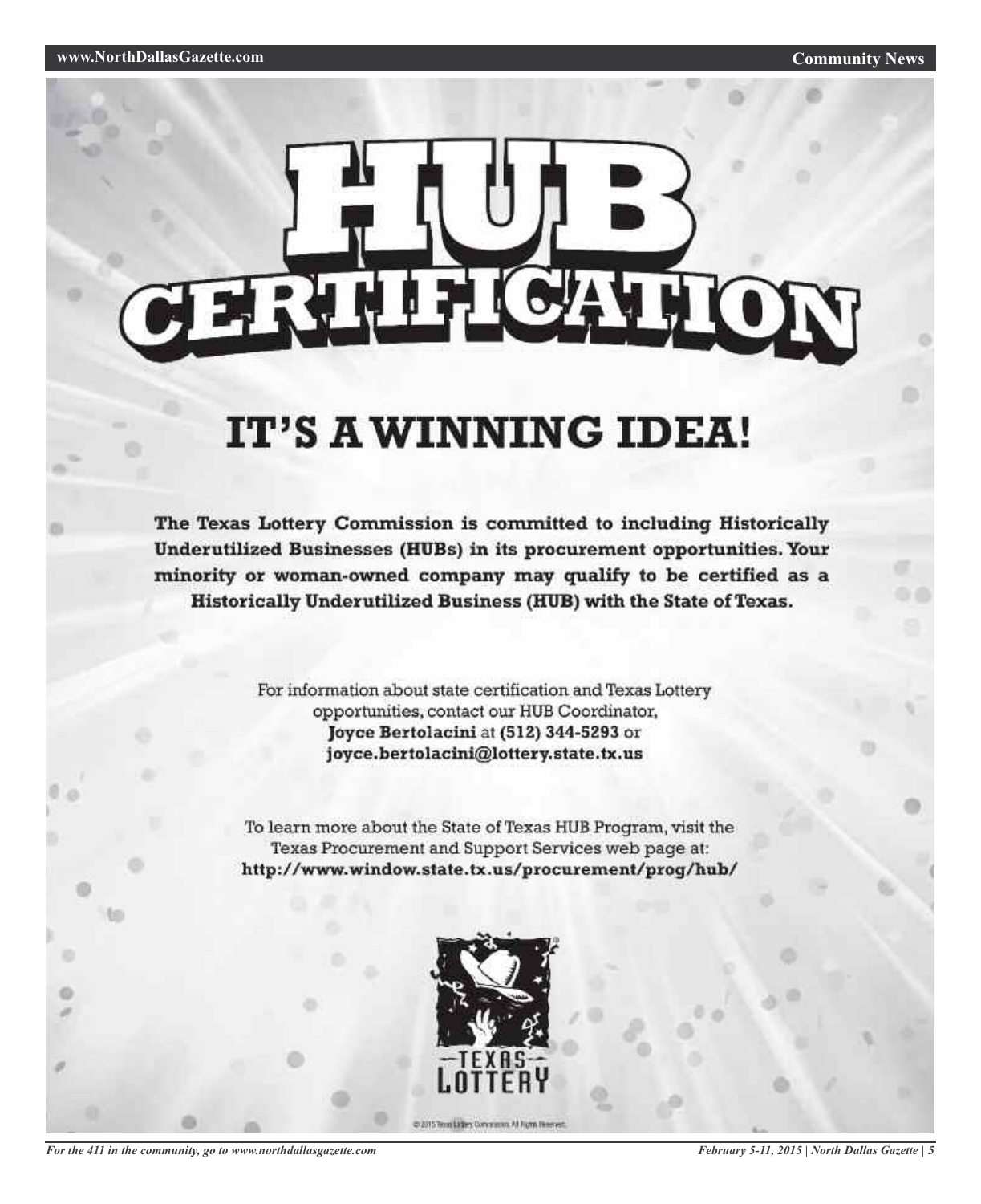# HUB CERTIFICATION

## IT'S A WINNING IDEA!

**The Texas Lottery Commission is committed to including Historically Underutilized Businesses (HUBs) in its procurement opportunities. Your minority or woman-owned company may qualify to be certified as a Historically Underutilized Business (HUB) with the State of Texas.**

For information about state certification and Texas Lottery opportunities, contact our HUB Coordinator, **Joyce Bertolacini** at **(512) 344-5293** or **joyce.bertolacini@lottery.state.tx.us**

To learn more about the State of Texas HUB Program, visit the Texas Procurement and Support Services web page at: **http://www.window.state.tx.us/procurement/prog/hub/**

TEXAS LOTTERY

© 2015 Texas Lottery Commission. All Rights Reserved.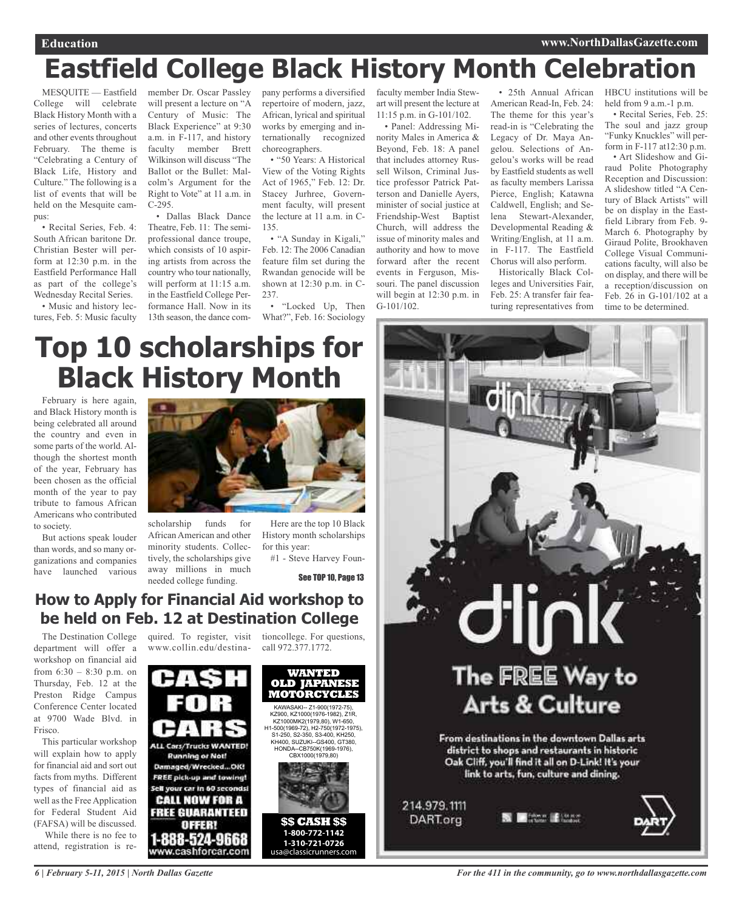# Eastfield College Black History Month Celebration

MESQUITE — Eastfield College will celebrate Black History Month with a series of lectures, concerts and other events throughout February. The theme is "Celebrating a Century of Black Life, History and Culture." The following is a list of events that will be held on the Mesquite campus:

• Recital Series, Feb. 4: South African baritone Dr. Christian Bester will perform at 12:30 p.m. in the Eastfield Performance Hall as part of the college's Wednesday Recital Series.

• Music and history lectures, Feb. 5: Music faculty member Dr. Oscar Passley will present a lecture on "A Century of Music: The Black Experience" at 9:30 a.m. in F-117, and history faculty member Brett Wilkinson will discuss "The Ballot or the Bullet: Malcolm's Argument for the Right to Vote" at 11 a.m. in C-295.

• Dallas Black Dance Theatre, Feb. 11: The semi-professional dance troupe, which consists of 10 aspiring artists from across the country who tour nationally, will perform at 11:15 a.m. in the Eastfield College Performance Hall. Now in its 13th season, the dance company performs a diversified repertoire of modern, jazz, African, lyrical and spiritual works by emerging and internationally recognized choreographers.

• "50 Years: A Historical View of the Voting Rights Act of 1965," Feb. 12: Dr. Stacey Jurhree, Government faculty, will present the lecture at 11 a.m. in C-135.

• "A Sunday in Kigali," Feb. 12: The 2006 Canadian feature film set during the Rwandan genocide will be shown at 12:30 p.m. in C-237.

• "Locked Up, Then What?", Feb. 16: Sociology faculty member India Stewart will present the lecture at 11:15 p.m. in G-101/102.

• Panel: Addressing Minority Males in America & Beyond, Feb. 18: A panel that includes attorney Russell Wilson, Criminal Justice professor Patrick Patterson and Danielle Ayers, minister of social justice at Friendship-West Baptist Church, will address the issue of minority males and authority and how to move forward after the recent events in Ferguson, Missouri. The panel discussion will begin at 12:30 p.m. in G-101/102.

• 25th Annual African American Read-In, Feb. 24: The theme for this year's read-in is "Celebrating the Legacy of Dr. Maya Angelou. Selections of Angelou's works will be read by Eastfield students as well as faculty members Larissa Pierce, English; Katawna Caldwell, English; and Selena Stewart-Alexander, Developmental Reading & Writing/English, at 11 a.m. in F-117. The Eastfield Chorus will also perform.

Historically Black Colleges and Universities Fair, Feb. 25: A transfer fair featuring representatives from HBCU institutions will be held from 9 a.m.-1 p.m.

• Recital Series, Feb. 25: The soul and jazz group "Funky Knuckles" will perform in F-117 at12:30 p.m.

• Art Slideshow and Giraud Polite Photography Reception and Discussion: A slideshow titled "A Century of Black Artists" will be on display in the Eastfield Library from Feb. 9-March 6. Photography by Giraud Polite, Brookhaven College Visual Communications faculty, will also be on display, and there will be a reception/discussion on Feb. 26 in G-101/102 at a time to be determined.

# Top 10 scholarships for Black History Month

February is here again, and Black History month is being celebrated all around the country and even in some parts of the world. Although the shortest month of the year, February has been chosen as the official month of the year to pay tribute to famous African Americans who contributed to society.

But actions speak louder than words, and so many organizations and companies have launched various scholarship funds for African American and other minority students. Collectively, the scholarships give away millions in much needed college funding.

Here are the top 10 Black History month scholarships for this year:

#1 - Steve Harvey Foun-

See TOP 10, Page 13

## How to Apply for Financial Aid workshop to be held on Feb. 12 at Destination College

The Destination College department will offer a workshop on financial aid from 6:30 – 8:30 p.m. on Thursday, Feb. 12 at the Preston Ridge Campus Conference Center located at 9700 Wade Blvd. in Frisco.

This particular workshop will explain how to apply for financial aid and sort out facts from myths. Different types of financial aid as well as the Free Application for Federal Student Aid (FAFSA) will be discussed.

While there is no fee to attend, registration is required. To register, visit www.collin.edu/destinationcollege. For questions, call 972.377.1772.

**CA$H FOR CARS**

ALL Cars/Trucks WANTED! Running or Not! Damaged/Wrecked...OK! FREE pick-up and towing! Sell your car in 60 seconds! CALL NOW FOR A FREE GUARANTEED OFFER! 1-888-524-9668 www.cashforcar.com

**WANTED OLD JAPANESE MOTORCYCLES**

KAWASAKI-- Z1-900(1972-75), KZ900, KZ1000(1976-1982), Z1R, KZ1000MK2(1979,80), W1-650, H1-500(1969-72), H2-750(1972-1975), S1-250, S2-350, S3-400, KH250, KH400, SUZUKI--GS400, GT380, HONDA--CB750K(1969-1976), CBX1000(1979,80)

$$ CASH $$
1-800-772-1142
1-310-721-0726
usa@classicrunners.com

**d-link**

The FREE Way to Arts & Culture

From destinations in the downtown Dallas arts district to shops and restaurants in historic Oak Cliff, you'll find it all on D-Link! It's your link to arts, fun, culture and dining.

214.979.1111
DART.org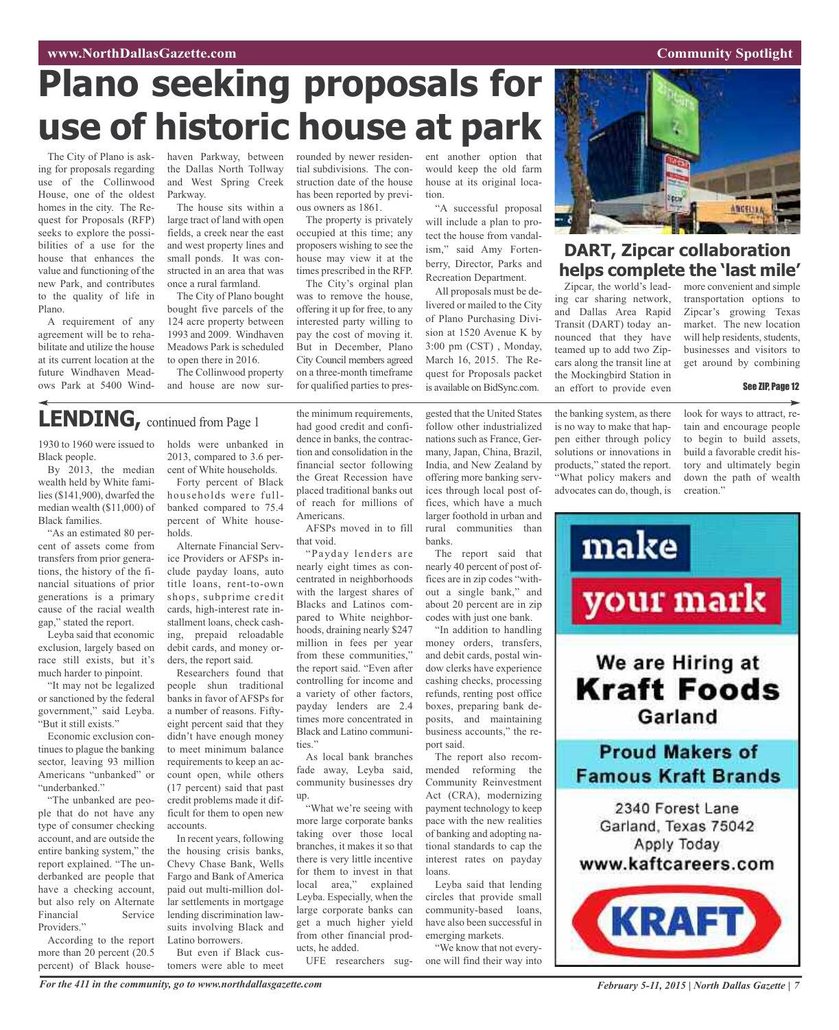# Plano seeking proposals for use of historic house at park

The City of Plano is asking for proposals regarding use of the Collinwood House, one of the oldest homes in the city. The Request for Proposals (RFP) seeks to explore the possibilities of a use for the house that enhances the value and functioning of the new Park, and contributes to the quality of life in Plano.

A requirement of any agreement will be to rehabilitate and utilize the house at its current location at the future Windhaven Meadows Park at 5400 Windhaven Parkway, between the Dallas North Tollway and West Spring Creek Parkway.

The house sits within a large tract of land with open fields, a creek near the east and west property lines and small ponds. It was constructed in an area that was once a rural farmland.

The City of Plano bought bought five parcels of the 124 acre property between 1993 and 2009. Windhaven Meadows Park is scheduled to open there in 2016.

The Collinwood property and house are now surrounded by newer residential subdivisions. The construction date of the house has been reported by previous owners as 1861.

The property is privately occupied at this time; any proposers wishing to see the house may view it at the times prescribed in the RFP.

The City's orginal plan was to remove the house, offering it up for free, to any interested party willing to pay the cost of moving it. But in December, Plano City Council members agreed on a three-month timeframe for qualified parties to present another option that would keep the old farm house at its original location.

"A successful proposal will include a plan to protect the house from vandalism," said Amy Fortenberry, Director, Parks and Recreation Department.

All proposals must be delivered or mailed to the City of Plano Purchasing Division at 1520 Avenue K by 3:00 pm (CST) , Monday, March 16, 2015. The Request for Proposals packet is available on BidSync.com.

## DART, Zipcar collaboration helps complete the 'last mile'

Zipcar, the world's leading car sharing network, and Dallas Area Rapid Transit (DART) today announced that they have teamed up to add two Zipcars along the transit line at the Mockingbird Station in an effort to provide even more convenient and simple transportation options to Zipcar's growing Texas market. The new location will help residents, students, businesses and visitors to get around by combining

**See ZIP, Page 12**

## LENDING, continued from Page 1

1930 to 1960 were issued to Black people.

By 2013, the median wealth held by White families ($141,900), dwarfed the median wealth ($11,000) of Black families.

"As an estimated 80 percent of assets come from transfers from prior generations, the history of the financial situations of prior generations is a primary cause of the racial wealth gap," stated the report.

Leyba said that economic exclusion, largely based on race still exists, but it's much harder to pinpoint.

"It may not be legalized or sanctioned by the federal government," said Leyba. "But it still exists."

Economic exclusion continues to plague the banking sector, leaving 93 million Americans "unbanked" or "underbanked."

"The unbanked are people that do not have any type of consumer checking account, and are outside the entire banking system," the report explained. "The underbanked are people that have a checking account, but also rely on Alternate Financial Service Providers."

According to the report more than 20 percent (20.5 percent) of Black households were unbanked in 2013, compared to 3.6 percent of White households.

Forty percent of Black households were full-banked compared to 75.4 percent of White households.

Alternate Financial Service Providers or AFSPs include payday loans, auto title loans, rent-to-own shops, subprime credit cards, high-interest rate installment loans, check cashing, prepaid reloadable debit cards, and money orders, the report said.

Researchers found that people shun traditional banks in favor of AFSPs for a number of reasons. Fifty-eight percent said that they didn't have enough money to meet minimum balance requirements to keep an account open, while others (17 percent) said that past credit problems made it difficult for them to open new accounts.

In recent years, following the housing crisis banks, Chevy Chase Bank, Wells Fargo and Bank of America paid out multi-million dollar settlements in mortgage lending discrimination lawsuits involving Black and Latino borrowers.

But even if Black customers were able to meet the minimum requirements, had good credit and confidence in banks, the contraction and consolidation in the financial sector following the Great Recession have placed traditional banks out of reach for millions of Americans.

AFSPs moved in to fill that void.

"Payday lenders are nearly eight times as concentrated in neighborhoods with the largest shares of Blacks and Latinos compared to White neighborhoods, draining nearly $247 million in fees per year from these communities," the report said. "Even after controlling for income and a variety of other factors, payday lenders are 2.4 times more concentrated in Black and Latino communities."

As local bank branches fade away, Leyba said, community businesses dry up.

"What we're seeing with more large corporate banks taking over those local branches, it makes it so that there is very little incentive for them to invest in that local area," explained Leyba. Especially, when the large corporate banks can get a much higher yield from other financial products, he added.

UFE researchers suggested that the United States follow other industrialized nations such as France, Germany, Japan, China, Brazil, India, and New Zealand by offering more banking services through local post offices, which have a much larger foothold in urban and rural communities than banks.

The report said that nearly 40 percent of post offices are in zip codes "without a single bank," and about 20 percent are in zip codes with just one bank.

"In addition to handling money orders, transfers, and debit cards, postal window clerks have experience cashing checks, processing refunds, renting post office boxes, preparing bank deposits, and maintaining business accounts," the report said.

The report also recommended reforming the Community Reinvestment Act (CRA), modernizing payment technology to keep pace with the new realities of banking and adopting national standards to cap the interest rates on payday loans.

Leyba said that lending circles that provide small community-based loans, have also been successful in emerging markets.

"We know that not everyone will find their way into the banking system, as there is no way to make that happen either through policy solutions or innovations in products," stated the report. "What policy makers and advocates can do, though, is look for ways to attract, retain and encourage people to begin to build assets, build a favorable credit history and ultimately begin down the path of wealth creation."

make your mark

We are Hiring at **Kraft Foods** Garland

Proud Makers of Famous Kraft Brands

2340 Forest Lane
Garland, Texas 75042
Apply Today
www.kaftcareers.com

KRAFT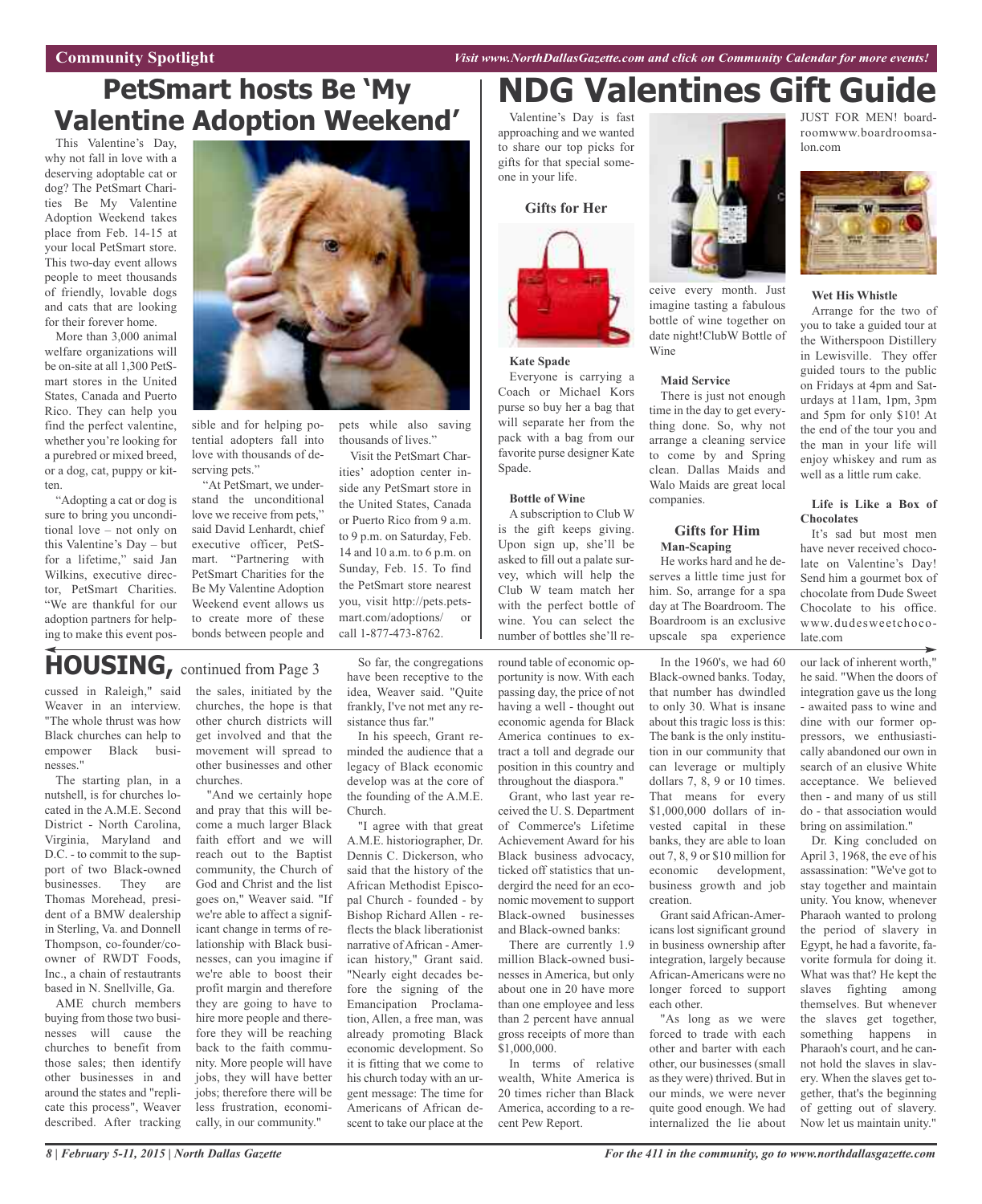Community Spotlight

*Visit www.NorthDallasGazette.com and click on Community Calendar for more events!*

# PetSmart hosts Be 'My Valentine Adoption Weekend'

This Valentine's Day, why not fall in love with a deserving adoptable cat or dog? The PetSmart Charities Be My Valentine Adoption Weekend takes place from Feb. 14-15 at your local PetSmart store. This two-day event allows people to meet thousands of friendly, lovable dogs and cats that are looking for their forever home.

More than 3,000 animal welfare organizations will be on-site at all 1,300 PetSmart stores in the United States, Canada and Puerto Rico. They can help you find the perfect valentine, whether you're looking for a purebred or mixed breed, or a dog, cat, puppy or kitten.

"Adopting a cat or dog is sure to bring you unconditional love – not only on this Valentine's Day – but for a lifetime," said Jan Wilkins, executive director, PetSmart Charities. "We are thankful for our adoption partners for helping to make this event possible and for helping potential adopters fall into love with thousands of deserving pets."

"At PetSmart, we understand the unconditional love we receive from pets," said David Lenhardt, chief executive officer, PetSmart. "Partnering with PetSmart Charities for the Be My Valentine Adoption Weekend event allows us to create more of these bonds between people and pets while also saving thousands of lives."

Visit the PetSmart Charities' adoption center inside any PetSmart store in the United States, Canada or Puerto Rico from 9 a.m. to 9 p.m. on Saturday, Feb. 14 and 10 a.m. to 6 p.m. on Sunday, Feb. 15. To find the PetSmart store nearest you, visit http://pets.petsmart.com/adoptions/ or call 1-877-473-8762.

# NDG Valentines Gift Guide

Valentine's Day is fast approaching and we wanted to share our top picks for gifts for that special someone in your life.

## Gifts for Her

**Kate Spade**

Everyone is carrying a Coach or Michael Kors purse so buy her a bag that will separate her from the pack with a bag from our favorite purse designer Kate Spade.

**Bottle of Wine**

A subscription to Club W is the gift keeps giving. Upon sign up, she'll be asked to fill out a palate survey, which will help the Club W team match her with the perfect bottle of wine. You can select the number of bottles she'll receive every month. Just imagine tasting a fabulous bottle of wine together on date night!ClubW Bottle of Wine

**Maid Service**

There is just not enough time in the day to get everything done. So, why not arrange a cleaning service to come by and Spring clean. Dallas Maids and Walo Maids are great local companies.

## Gifts for Him

**Man-Scaping**

He works hard and he deserves a little time just for him. So, arrange for a spa day at The Boardroom. The Boardroom is an exclusive upscale spa experience JUST FOR MEN! boardroomwww.boardroomsalon.com

**Wet His Whistle**

Arrange for the two of you to take a guided tour at the Witherspoon Distillery in Lewisville. They offer guided tours to the public on Fridays at 4pm and Saturdays at 11am, 1pm, 3pm and 5pm for only $10! At the end of the tour you and the man in your life will enjoy whiskey and rum as well as a little rum cake.

**Life is Like a Box of Chocolates**

It's sad but most men have never received chocolate on Valentine's Day! Send him a gourmet box of chocolate from Dude Sweet Chocolate to his office. www.dudesweetchocolate.com

# HOUSING, continued from Page 3

cussed in Raleigh," said Weaver in an interview. "The whole thrust was how Black churches can help to empower Black businesses."

The starting plan, in a nutshell, is for churches located in the A.M.E. Second District - North Carolina, Virginia, Maryland and D.C. - to commit to the support of two Black-owned businesses. They are Thomas Morehead, president of a BMW dealership in Sterling, Va. and Donnell Thompson, co-founder/co-owner of RWDT Foods, Inc., a chain of restaurants based in N. Snellville, Ga.

AME church members buying from those two businesses will cause the churches to benefit from those sales; then identify other businesses in and around the states and "replicate this process", Weaver described. After tracking the sales, initiated by the churches, the hope is that other church districts will get involved and that the movement will spread to other businesses and other churches.

"And we certainly hope and pray that this will become a much larger Black faith effort and we will reach out to the Baptist community, the Church of God and Christ and the list goes on," Weaver said. "If we're able to affect a significant change in terms of relationship with Black businesses, can you imagine if we're able to boost their profit margin and therefore they are going to have to hire more people and therefore they will be reaching back to the faith community. More people will have jobs, they will have better jobs; therefore there will be less frustration, economically, in our community."

So far, the congregations have been receptive to the idea, Weaver said. "Quite frankly, I've not met any resistance thus far."

In his speech, Grant reminded the audience that a legacy of Black economic develop was at the core of the founding of the A.M.E. Church.

"I agree with that great A.M.E. historiographer, Dr. Dennis C. Dickerson, who said that the history of the African Methodist Episcopal Church - founded - by Bishop Richard Allen - reflects the black liberationist narrative of African - American history," Grant said. "Nearly eight decades before the signing of the Emancipation Proclamation, Allen, a free man, was already promoting Black economic development. So it is fitting that we come to his church today with an urgent message: The time for Americans of African descent to take our place at the round table of economic opportunity is now. With each passing day, the price of not having a well - thought out economic agenda for Black America continues to extract a toll and degrade our position in this country and throughout the diaspora."

Grant, who last year received the U. S. Department of Commerce's Lifetime Achievement Award for his Black business advocacy, ticked off statistics that undergird the need for an economic movement to support Black-owned businesses and Black-owned banks:

There are currently 1.9 million Black-owned businesses in America, but only about one in 20 have more than one employee and less than 2 percent have annual gross receipts of more than $1,000,000.

In terms of relative wealth, White America is 20 times richer than Black America, according to a recent Pew Report.

In the 1960's, we had 60 Black-owned banks. Today, that number has dwindled to only 30. What is insane about this tragic loss is this: The bank is the only institution in our community that can leverage or multiply dollars 7, 8, 9 or 10 times. That means for every $1,000,000 dollars of invested capital in these banks, they are able to loan out 7, 8, 9 or $10 million for economic development, business growth and job creation.

Grant said African-Americans lost significant ground in business ownership after integration, largely because African-Americans were no longer forced to support each other.

"As long as we were forced to trade with each other and barter with each other, our businesses (small as they were) thrived. But in our minds, we were never quite good enough. We had internalized the lie about our lack of inherent worth," he said. "When the doors of integration gave us the long - awaited pass to wine and dine with our former oppressors, we enthusiastically abandoned our own in search of an elusive White acceptance. We believed then - and many of us still do - that association would bring on assimilation."

Dr. King concluded on April 3, 1968, the eve of his assassination: "We've got to stay together and maintain unity. You know, whenever Pharaoh wanted to prolong the period of slavery in Egypt, he had a favorite, favorite formula for doing it. What was that? He kept the slaves fighting among themselves. But whenever the slaves get together, something happens in Pharaoh's court, and he cannot hold the slaves in slavery. When the slaves get together, that's the beginning of getting out of slavery. Now let us maintain unity."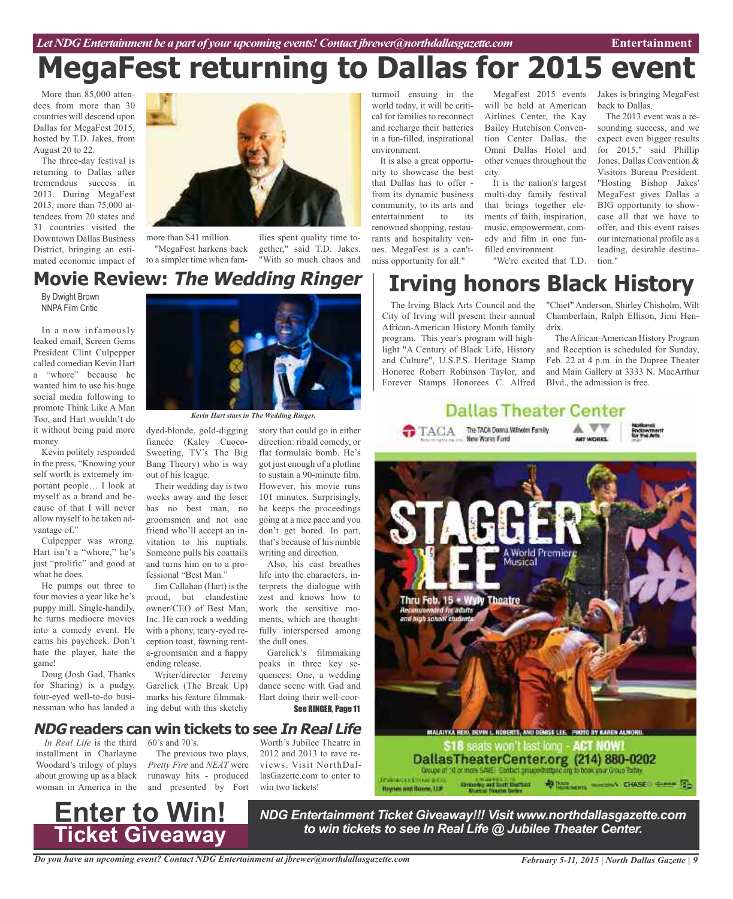# MegaFest returning to Dallas for 2015 event

More than 85,000 attendees from more than 30 countries will descend upon Dallas for MegaFest 2015, hosted by T.D. Jakes, from August 20 to 22.

The three-day festival is returning to Dallas after tremendous success in 2013. During MegaFest 2013, more than 75,000 attendees from 20 states and 31 countries visited the Downtown Dallas Business District, bringing an estimated economic impact of more than $41 million.

"MegaFest harkens back to a simpler time when families spent quality time together," said T.D. Jakes. "With so much chaos and turmoil ensuing in the world today, it will be critical for families to reconnect and recharge their batteries in a fun-filled, inspirational environment.

It is also a great opportunity to showcase the best that Dallas has to offer - from its dynamic business community, to its arts and entertainment to its renowned shopping, restaurants and hospitality venues. MegaFest is a can't-miss opportunity for all."

MegaFest 2015 events will be held at American Airlines Center, the Kay Bailey Hutchison Convention Center Dallas, the Omni Dallas Hotel and other venues throughout the city.

It is the nation's largest multi-day family festival that brings together elements of faith, inspiration, music, empowerment, comedy and film in one fun-filled environment.

"We're excited that T.D. Jakes is bringing MegaFest back to Dallas.

The 2013 event was a resounding success, and we expect even bigger results for 2015," said Phillip Jones, Dallas Convention & Visitors Bureau President. "Hosting Bishop Jakes' MegaFest gives Dallas a BIG opportunity to showcase all that we have to offer, and this event raises our international profile as a leading, desirable destination."

## Movie Review: *The Wedding Ringer*

By Dwight Brown
NNPA Film Critic

In a now infamously leaked email, Screen Gems President Clint Culpepper called comedian Kevin Hart a "whore" because he wanted him to use his huge social media following to promote Think Like A Man Too, and Hart wouldn't do it without being paid more money.

Kevin politely responded in the press, "Knowing your self worth is extremely important people… I look at myself as a brand and because of that I will never allow myself to be taken advantage of."

Culpepper was wrong. Hart isn't a "whore," he's just "prolific" and good at what he does.

He pumps out three to four movies a year like he's puppy mill. Single-handily, he turns mediocre movies into a comedy event. He earns his paycheck. Don't hate the player, hate the game!

Doug (Josh Gad, Thanks for Sharing) is a pudgy, four-eyed well-to-do businessman who has landed a dyed-blonde, gold-digging fiancée (Kaley Cuoco-Sweeting, TV's The Big Bang Theory) who is way out of his league.

*Kevin Hart stars in The Wedding Ringer.*

Their wedding day is two weeks away and the loser has no best man, no groomsmen and not one friend who'll accept an invitation to his nuptials. Someone pulls his coattails and turns him on to a professional "Best Man."

Jim Callahan (Hart) is the proud, but clandestine owner/CEO of Best Man, Inc. He can rock a wedding with a phony, teary-eyed reception toast, fawning rent-a-groomsmen and a happy ending release.

Writer/director Jeremy Garelick (The Break Up) marks his feature filmmaking debut with this sketchy story that could go in either direction: ribald comedy, or flat formulaic bomb. He's got just enough of a plotline to sustain a 90-minute film. However, his movie runs 101 minutes. Surprisingly, he keeps the proceedings going at a nice pace and you don't get bored. In part, that's because of his nimble writing and direction.

Also, his cast breathes life into the characters, interprets the dialogue with zest and knows how to work the sensitive moments, which are thoughtfully interspersed among the dull ones.

Garelick's filmmaking peaks in three key sequences: One, a wedding dance scene with Gad and Hart doing their well-coor-

**See RINGER, Page 11**

## Irving honors Black History

The Irving Black Arts Council and the City of Irving will present their annual African-American History Month family program. This year's program will highlight "A Century of Black Life, History and Culture", U.S.P.S. Heritage Stamp Honoree Robert Robinson Taylor, and Forever Stamps Honorees C. Alfred "Chief" Anderson, Shirley Chisholm, Wilt Chamberlain, Ralph Ellison, Jimi Hendrix.

The African-American History Program and Reception is scheduled for Sunday, Feb. 22 at 4 p.m. in the Dupree Theater and Main Gallery at 3333 N. MacArthur Blvd., the admission is free.

**Dallas Theater Center**

TACA — The TACA Donna Wilhelm Family New Works Fund — ART WORKS — National Endowment for the Arts

**STAGGER LEE** — A World Premiere Musical

Thru Feb. 15 • Wyly Theatre
Recommended for adults and high school students

MALAIYKA REID, DEVIN L. ROBERTS, AND DENISE LEE. PHOTO BY KAREN ALMOND.

$18 seats won't last long - ACT NOW!
DallasTheaterCenter.org (214) 880-0202

## *NDG* readers can win tickets to see *In Real Life*

*In Real Life* is the third installment in Charlayne Woodard's trilogy of plays about growing up as a black woman in America in the 60's and 70's.

The previous two plays, *Pretty Fire* and *NEAT* were runaway hits - produced and presented by Fort Worth's Jubilee Theatre in 2012 and 2013 to rave reviews. Visit NorthDallasGazette.com to enter to win two tickets!

# Enter to Win! Ticket Giveaway

***NDG Entertainment Ticket Giveaway!!! Visit www.northdallasgazette.com to win tickets to see In Real Life @ Jubilee Theater Center.***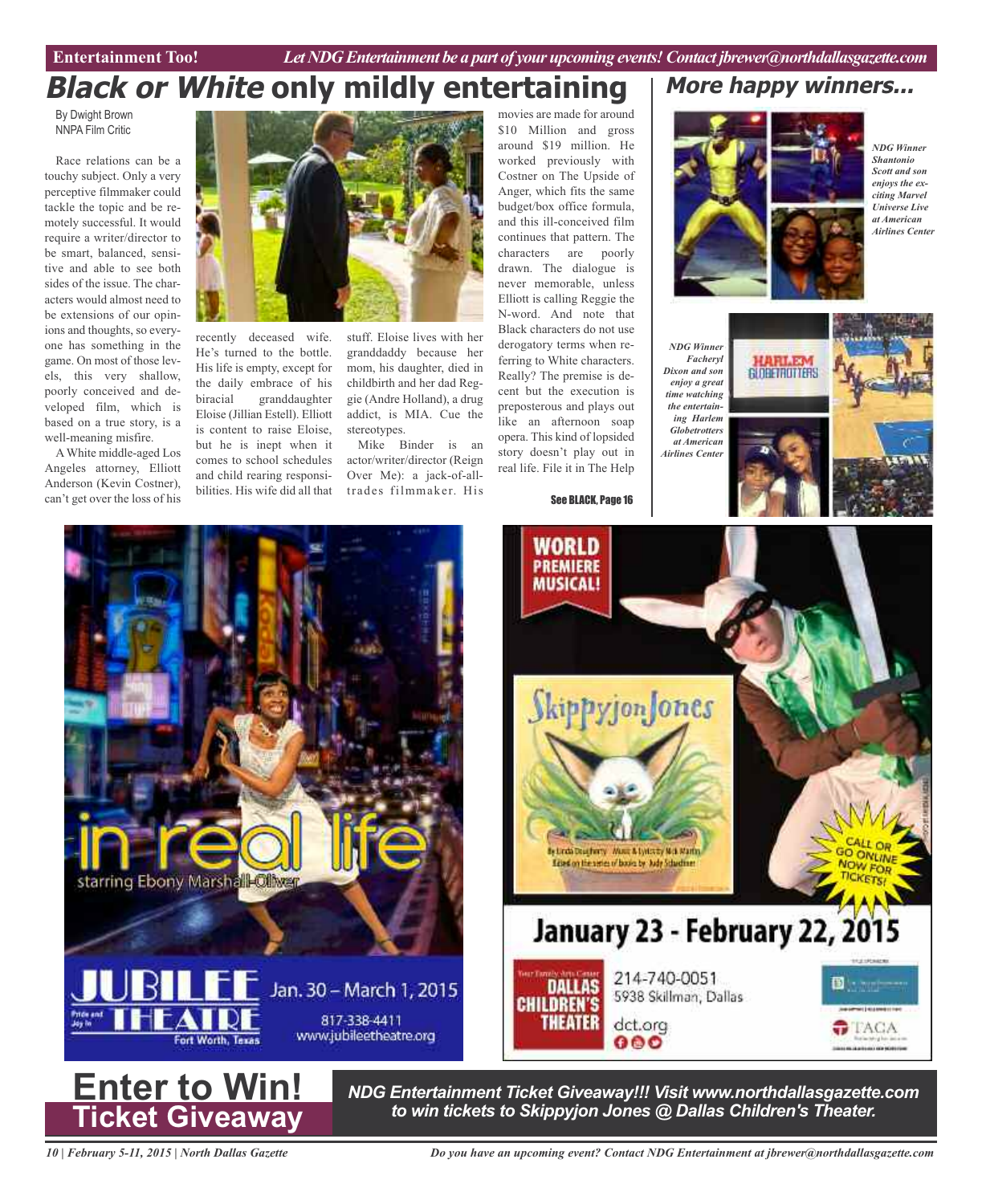# *Black or White* only mildly entertaining

By Dwight Brown
NNPA Film Critic

Race relations can be a touchy subject. Only a very perceptive filmmaker could tackle the topic and be remotely successful. It would require a writer/director to be smart, balanced, sensitive and able to see both sides of the issue. The characters would almost need to be extensions of our opinions and thoughts, so everyone has something in the game. On most of those levels, this very shallow, poorly conceived and developed film, which is based on a true story, is a well-meaning misfire.

A White middle-aged Los Angeles attorney, Elliott Anderson (Kevin Costner), can't get over the loss of his recently deceased wife. He's turned to the bottle. His life is empty, except for the daily embrace of his biracial granddaughter Eloise (Jillian Estell). Elliott is content to raise Eloise, but he is inept when it comes to school schedules and child rearing responsibilities. His wife did all that stuff. Eloise lives with her granddaddy because her mom, his daughter, died in childbirth and her dad Reggie (Andre Holland), a drug addict, is MIA. Cue the stereotypes.

Mike Binder is an actor/writer/director (Reign Over Me): a jack-of-all-trades filmmaker. His movies are made for around $10 Million and gross around $19 million. He worked previously with Costner on The Upside of Anger, which fits the same budget/box office formula, and this ill-conceived film continues that pattern. The characters are poorly drawn. The dialogue is never memorable, unless Elliott is calling Reggie the N-word. And note that Black characters do not use derogatory terms when referring to White characters. Really? The premise is decent but the execution is preposterous and plays out like an afternoon soap opera. This kind of lopsided story doesn't play out in real life. File it in The Help

See BLACK, Page 16

## *More happy winners...*

*NDG Winner Shantonio Scott and son enjoys the exciting Marvel Universe Live at American Airlines Center*

*NDG Winner Facheryl Dixon and son enjoy a great time watching the entertaining Harlem Globetrotters at American Airlines Center*

in real life
starring Ebony Marshall-Oliver

JUBILEE THEATRE
Pride and Joy in
Fort Worth, Texas

Jan. 30 – March 1, 2015
817-338-4411
www.jubileetheatre.org

WORLD PREMIERE MUSICAL!

Skippyjon Jones

By Linda Daugherty Music & lyrics by Nick Martin
Based on the series of books by Judy Schachner

CALL OR GO ONLINE NOW FOR TICKETS!

January 23 - February 22, 2015

Your Family Arts Center
DALLAS CHILDREN'S THEATER

214-740-0051
5938 Skillman, Dallas
dct.org

TACA

# Enter to Win!
## Ticket Giveaway

*NDG Entertainment Ticket Giveaway!!! Visit www.northdallasgazette.com to win tickets to Skippyjon Jones @ Dallas Children's Theater.*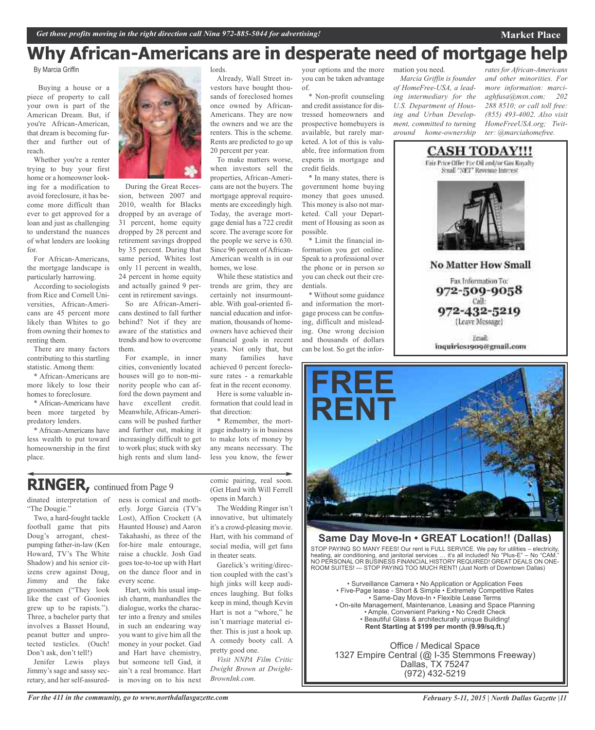# Why African-Americans are in desperate need of mortgage help

By Marcia Griffin

Buying a house or a piece of property to call your own is part of the American Dream. But, if you're African-American, that dream is becoming further and further out of reach.

Whether you're a renter trying to buy your first home or a homeowner looking for a modification to avoid foreclosure, it has become more difficult than ever to get approved for a loan and just as challenging to understand the nuances of what lenders are looking for.

For African-Americans, the mortgage landscape is particularly harrowing.

According to sociologists from Rice and Cornell Universities, African-Americans are 45 percent more likely than Whites to go from owning their homes to renting them.

There are many factors contributing to this startling statistic. Among them:

* African-Americans are more likely to lose their homes to foreclosure.

* African-Americans have been more targeted by predatory lenders.

* African-Americans have less wealth to put toward homeownership in the first place.

During the Great Recession, between 2007 and 2010, wealth for Blacks dropped by an average of 31 percent, home equity dropped by 28 percent and retirement savings dropped by 35 percent. During that same period, Whites lost only 11 percent in wealth, 24 percent in home equity and actually gained 9 percent in retirement savings.

So are African-Americans destined to fall further behind? Not if they are aware of the statistics and trends and how to overcome them.

For example, in inner cities, conveniently located houses will go to non-minority people who can afford the down payment and have excellent credit. Meanwhile, African-Americans will be pushed further and further out, making it increasingly difficult to get to work plus; stuck with sky high rents and slum landlords.

Already, Wall Street investors have bought thousands of foreclosed homes once owned by African-Americans. They are now the owners and we are the renters. This is the scheme. Rents are predicted to go up 20 percent per year.

To make matters worse, when investors sell the properties, African-Americans are not the buyers. The mortgage approval requirements are exceedingly high. Today, the average mortgage denial has a 722 credit score. The average score for the people we serve is 630. Since 96 percent of African-American wealth is in our homes, we lose.

While these statistics and trends are grim, they are certainly not insurmountable. With goal-oriented financial education and information, thousands of homeowners have achieved their financial goals in recent years. Not only that, but many families have achieved 0 percent foreclosure rates - a remarkable feat in the recent economy.

Here is some valuable information that could lead in that direction:

* Remember, the mortgage industry is in business to make lots of money by any means necessary. The less you know, the fewer your options and the more you can be taken advantage of.

* Non-profit counseling and credit assistance for distressed homeowners and prospective homebuyers is available, but rarely marketed. A lot of this is valuable, free information from experts in mortgage and credit fields.

* In many states, there is government home buying money that goes unused. This money is also not marketed. Call your Department of Housing as soon as possible.

* Limit the financial information you get online. Speak to a professional over the phone or in person so you can check out their credentials.

* Without some guidance and information the mortgage process can be confusing, difficult and misleading. One wrong decision and thousands of dollars can be lost. So get the information you need.

*Marcia Griffin is founder of HomeFree-USA, a leading intermediary for the U.S. Department of Housing and Urban Development, committed to turning around home-ownership rates for African-Americans and other minorities. For more information: marciaghfusa@msn.com; 202 288 8510; or call toll free: (855) 493-4002. Also visit HomeFreeUSA.org; Twitter: @marciahomefree.*

**CASH TODAY!!!**

Fair Price Offer For Oil and/or Gas Royalty
Small "NET" Revenue Interest

**No Matter How Small**

Fax Information To:
**972-509-9058**
Call:
**972-432-5219**
(Leave Message)

Email:
inquiries1909@gmail.com

## RINGER, continued from Page 9

dinated interpretation of "The Dougie."

Two, a hard-fought tackle football game that pits Doug's arrogant, chest-pumping father-in-law (Ken Howard, TV's The White Shadow) and his senior citizens crew against Doug, Jimmy and the fake groomsmen ("They look like the cast of Goonies grew up to be rapists."). Three, a bachelor party that involves a Basset Hound, peanut butter and unprotected testicles. (Ouch! Don't ask, don't tell!)

Jenifer Lewis plays Jimmy's sage and sassy secretary, and her self-assuredness is comical and motherly. Jorge Garcia (TV's Lost), Affion Crockett (A Haunted House) and Aaron Takahashi, as three of the for-hire male entourage, raise a chuckle. Josh Gad goes toe-to-toe up with Hart on the dance floor and in every scene.

Hart, with his usual impish charm, manhandles the dialogue, works the character into a frenzy and smiles in such an endearing way you want to give him all the money in your pocket. Gad and Hart have chemistry, but someone tell Gad, it ain't a real bromance. Hart is moving on to his next comic pairing, real soon. (Get Hard with Will Ferrell opens in March.)

The Wedding Ringer isn't innovative, but ultimately it's a crowd-pleasing movie. Hart, with his command of social media, will get fans in theater seats.

Garelick's writing/direction coupled with the cast's high jinks will keep audiences laughing. But folks keep in mind, though Kevin Hart is not a "whore," he isn't marriage material either. This is just a hook up. A comedy booty call. A pretty good one.

*Visit NNPA Film Critic Dwight Brown at DwightBrownInk.com.*

**FREE RENT**

**Same Day Move-In • GREAT Location!! (Dallas)**

STOP PAYING SO MANY FEES! Our rent is FULL SERVICE. We pay for utilities – electricity, heating, air conditioning, and janitorial services … it's all included! No "Plus-E" – No "CAM." NO PERSONAL OR BUSINESS FINANCIAL HISTORY REQUIRED! GREAT DEALS ON ONE-ROOM SUITES! --- STOP PAYING TOO MUCH RENT! (Just North of Downtown Dallas)

• Surveillance Camera • No Application or Application Fees
• Five-Page lease - Short & Simple • Extremely Competitive Rates
• Same-Day Move-In • Flexible Lease Terms
• On-site Management, Maintenance, Leasing and Space Planning
• Ample, Convenient Parking • No Credit Check
• Beautiful Glass & architecturally unique Building!
**Rent Starting at $199 per month (9.99/sq.ft.)**

Office / Medical Space
1327 Empire Central (@ I-35 Stemmons Freeway)
Dallas, TX 75247
(972) 432-5219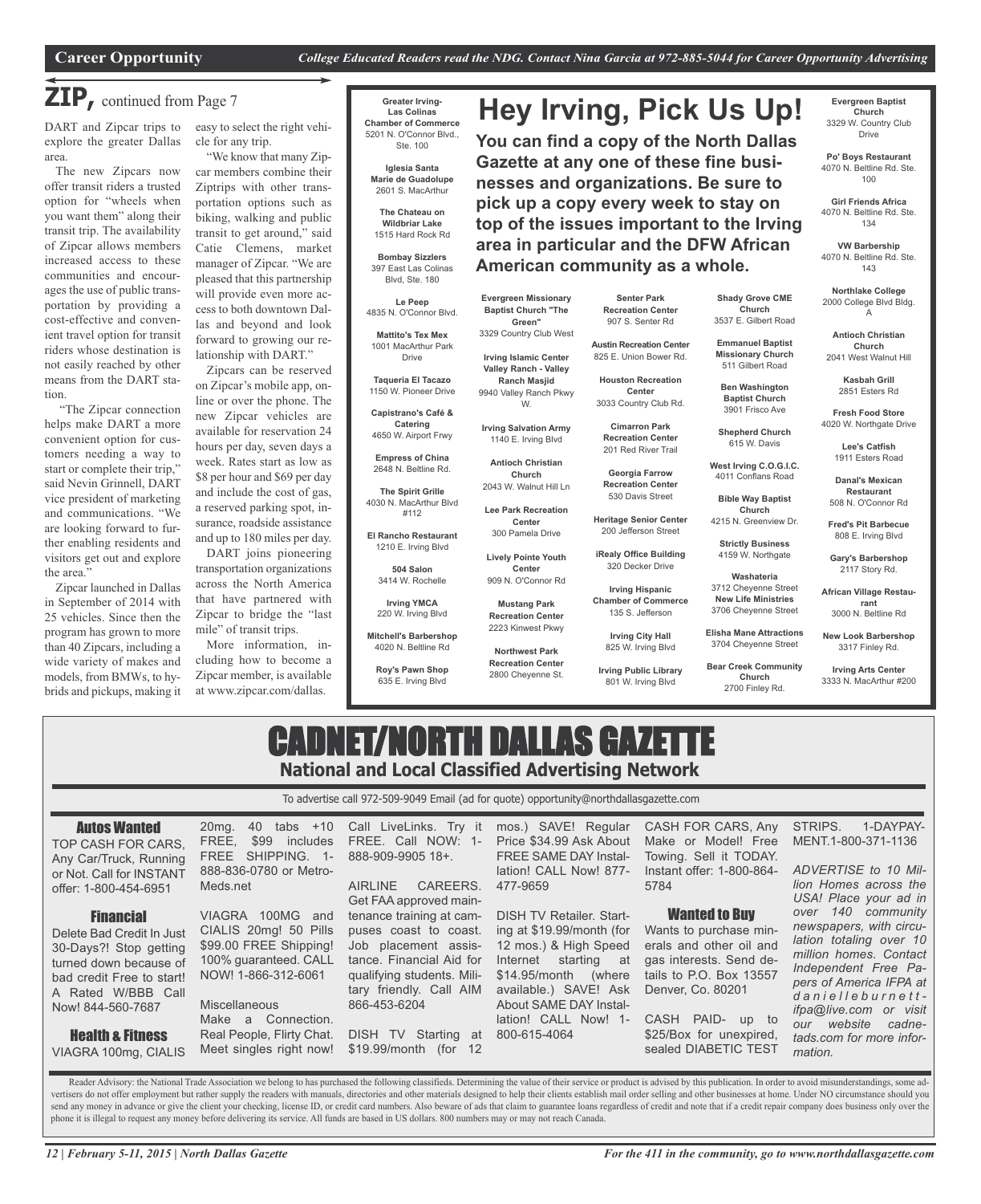**Career Opportunity** *College Educated Readers read the NDG. Contact Nina Garcia at 972-885-5044 for Career Opportunity Advertising*

## ZIP, continued from Page 7

DART and Zipcar trips to explore the greater Dallas area.

The new Zipcars now offer transit riders a trusted option for "wheels when you want them" along their transit trip. The availability of Zipcar allows members increased access to these communities and encourages the use of public transportation by providing a cost-effective and convenient travel option for transit riders whose destination is not easily reached by other means from the DART station.

"The Zipcar connection helps make DART a more convenient option for customers needing a way to start or complete their trip," said Nevin Grinnell, DART vice president of marketing and communications. "We are looking forward to further enabling residents and visitors get out and explore the area."

Zipcar launched in Dallas in September of 2014 with 25 vehicles. Since then the program has grown to more than 40 Zipcars, including a wide variety of makes and models, from BMWs, to hybrids and pickups, making it easy to select the right vehicle for any trip.

"We know that many Zipcar members combine their Ziptrips with other transportation options such as biking, walking and public transit to get around," said Catie Clemens, market manager of Zipcar. "We are pleased that this partnership will provide even more access to both downtown Dallas and beyond and look forward to growing our relationship with DART."

Zipcars can be reserved on Zipcar's mobile app, online or over the phone. The new Zipcar vehicles are available for reservation 24 hours per day, seven days a week. Rates start as low as $8 per hour and $69 per day and include the cost of gas, a reserved parking spot, insurance, roadside assistance and up to 180 miles per day.

DART joins pioneering transportation organizations across the North America that have partnered with Zipcar to bridge the "last mile" of transit trips.

More information, including how to become a Zipcar member, is available at www.zipcar.com/dallas.

# Hey Irving, Pick Us Up!

**You can find a copy of the North Dallas Gazette at any one of these fine businesses and organizations. Be sure to pick up a copy every week to stay on top of the issues important to the Irving area in particular and the DFW African American community as a whole.**

**Greater Irving-Las Colinas Chamber of Commerce**
5201 N. O'Connor Blvd., Ste. 100

**Iglesia Santa Marie de Guadolupe**
2601 S. MacArthur

**The Chateau on Wildbriar Lake**
1515 Hard Rock Rd

**Bombay Sizzlers**
397 East Las Colinas Blvd, Ste. 180

**Le Peep**
4835 N. O'Connor Blvd.

**Mattito's Tex Mex**
1001 MacArthur Park Drive

**Taqueria El Tacazo**
1150 W. Pioneer Drive

**Capistrano's Café & Catering**
4650 W. Airport Frwy

**Empress of China**
2648 N. Beltline Rd.

**The Spirit Grille**
4030 N. MacArthur Blvd #112

**El Rancho Restaurant**
1210 E. Irving Blvd

**504 Salon**
3414 W. Rochelle

**Irving YMCA**
220 W. Irving Blvd

**Mitchell's Barbershop**
4020 N. Beltline Rd

**Roy's Pawn Shop**
635 E. Irving Blvd

**Evergreen Missionary Baptist Church "The Green"**
3329 Country Club West

**Irving Islamic Center Valley Ranch - Valley Ranch Masjid**
9940 Valley Ranch Pkwy W.

**Irving Salvation Army**
1140 E. Irving Blvd

**Antioch Christian Church**
2043 W. Walnut Hill Ln

**Lee Park Recreation Center**
300 Pamela Drive

**Lively Pointe Youth Center**
909 N. O'Connor Rd

**Mustang Park Recreation Center**
2223 Kinwest Pkwy

**Northwest Park Recreation Center**
2800 Cheyenne St.

**Senter Park Recreation Center**
907 S. Senter Rd

**Austin Recreation Center**
825 E. Union Bower Rd.

**Houston Recreation Center**
3033 Country Club Rd.

**Cimarron Park Recreation Center**
201 Red River Trail

**Georgia Farrow Recreation Center**
530 Davis Street

**Heritage Senior Center**
200 Jefferson Street

**iRealy Office Building**
320 Decker Drive

**Irving Hispanic Chamber of Commerce**
135 S. Jefferson

**Irving City Hall**
825 W. Irving Blvd

**Irving Public Library**
801 W. Irving Blvd

**Shady Grove CME Church**
3537 E. Gilbert Road

**Emmanuel Baptist Missionary Church**
511 Gilbert Road

**Ben Washington Baptist Church**
3901 Frisco Ave

**Shepherd Church**
615 W. Davis

**West Irving C.O.G.I.C.**
4011 Conflans Road

**Bible Way Baptist Church**
4215 N. Greenview Dr.

**Strictly Business**
4159 W. Northgate

**Washateria**
3712 Cheyenne Street

**New Life Ministries**
3706 Cheyenne Street

**Elisha Mane Attractions**
3704 Cheyenne Street

**Bear Creek Community Church**
2700 Finley Rd.

**Evergreen Baptist Church**
3329 W. Country Club Drive

**Po' Boys Restaurant**
4070 N. Beltline Rd. Ste. 100

**Girl Friends Africa**
4070 N. Beltline Rd. Ste. 134

**VW Barbershop**
4070 N. Beltline Rd. Ste. 143

**Northlake College**
2000 College Blvd Bldg. A

**Antioch Christian Church**
2041 West Walnut Hill

**Kasbah Grill**
2851 Esters Rd

**Fresh Food Store**
4020 W. Northgate Drive

**Lee's Catfish**
1911 Esters Road

**Danal's Mexican Restaurant**
508 N. O'Connor Rd

**Fred's Pit Barbecue**
808 E. Irving Blvd

**Gary's Barbershop**
2117 Story Rd.

**African Village Restaurant**
3000 N. Beltline Rd

**New Look Barbershop**
3317 Finley Rd.

**Irving Arts Center**
3333 N. MacArthur #200

# CADNET/NORTH DALLAS GAZETTE

## National and Local Classified Advertising Network

To advertise call 972-509-9049 Email (ad for quote) opportunity@northdallasgazette.com

### Autos Wanted

TOP CASH FOR CARS, Any Car/Truck, Running or Not. Call for INSTANT offer: 1-800-454-6951

### Financial

Delete Bad Credit In Just 30-Days?! Stop getting turned down because of bad credit Free to start! A Rated W/BBB Call Now! 844-560-7687

### Health & Fitness

VIAGRA 100mg, CIALIS 20mg. 40 tabs +10 FREE, $99 includes FREE SHIPPING. 1-888-836-0780 or Metro-Meds.net

VIAGRA 100MG and CIALIS 20mg! 50 Pills $99.00 FREE Shipping! 100% guaranteed. CALL NOW! 1-866-312-6061

Miscellaneous

Make a Connection. Real People, Flirty Chat. Meet singles right now! Call LiveLinks. Try it FREE. Call NOW: 1-888-909-9905 18+.

AIRLINE CAREERS. Get FAA approved maintenance training at campuses coast to coast. Job placement assistance. Financial Aid for qualifying students. Military friendly. Call AIM 866-453-6204

DISH TV Starting at $19.99/month (for 12 mos.) SAVE! Regular Price $34.99 Ask About FREE SAME DAY Installation! CALL Now! 877-477-9659

DISH TV Retailer. Starting at $19.99/month (for 12 mos.) & High Speed Internet starting at $14.95/month (where available.) SAVE! Ask About SAME DAY Installation! CALL Now! 1-800-615-4064

CASH FOR CARS, Any Make or Model! Free Towing. Sell it TODAY. Instant offer: 1-800-864-5784

### Wanted to Buy

Wants to purchase minerals and other oil and gas interests. Send details to P.O. Box 13557 Denver, Co. 80201

CASH PAID- up to $25/Box for unexpired, sealed DIABETIC TEST STRIPS. 1-DAYPAYMENT.1-800-371-1136

*ADVERTISE to 10 Million Homes across the USA! Place your ad in over 140 community newspapers, with circulation totaling over 10 million homes. Contact Independent Free Papers of America IFPA at daniellburnett-ifpa@live.com or visit our website cadnetads.com for more information.*

Reader Advisory: the National Trade Association we belong to has purchased the following classifieds. Determining the value of their service or product is advised by this publication. In order to avoid misunderstandings, some advertisers do not offer employment but rather supply the readers with manuals, directories and other materials designed to help their clients establish mail order selling and other businesses at home. Under NO circumstance should you send any money in advance or give the client your checking, license ID, or credit card numbers. Also beware of ads that claim to guarantee loans regardless of credit and note that if a credit repair company does business only over the phone it is illegal to request any money before delivering its service. All funds are based in US dollars. 800 numbers may or may not reach Canada.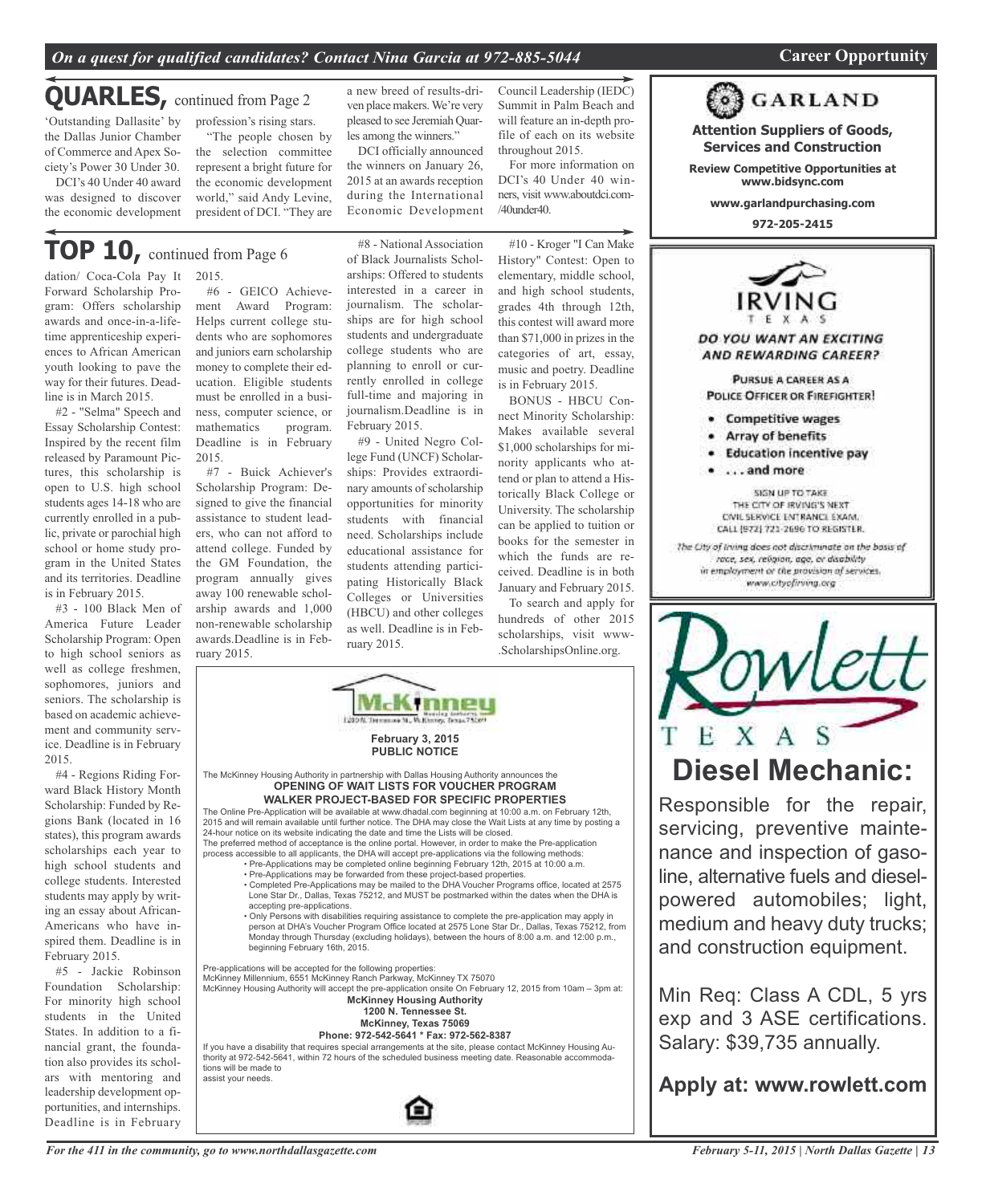## QUARLES, continued from Page 2

'Outstanding Dallasite' by the Dallas Junior Chamber of Commerce and Apex Society's Power 30 Under 30.

DCI's 40 Under 40 award was designed to discover the economic development profession's rising stars.

"The people chosen by the selection committee represent a bright future for the economic development world," said Andy Levine, president of DCI. "They are a new breed of results-driven place makers. We're very pleased to see Jeremiah Quarles among the winners."

DCI officially announced the winners on January 26, 2015 at an awards reception during the International Economic Development Council Leadership (IEDC) Summit in Palm Beach and will feature an in-depth profile of each on its website throughout 2015.

For more information on DCI's 40 Under 40 winners, visit www.aboutdci.com-/40under40.

## TOP 10, continued from Page 6

dation/ Coca-Cola Pay It Forward Scholarship Program: Offers scholarship awards and once-in-a-lifetime apprenticeship experiences to African American youth looking to pave the way for their futures. Deadline is in March 2015.

#2 - "Selma" Speech and Essay Scholarship Contest: Inspired by the recent film released by Paramount Pictures, this scholarship is open to U.S. high school students ages 14-18 who are currently enrolled in a public, private or parochial high school or home study program in the United States and its territories. Deadline is in February 2015.

#3 - 100 Black Men of America Future Leader Scholarship Program: Open to high school seniors as well as college freshmen, sophomores, juniors and seniors. The scholarship is based on academic achievement and community service. Deadline is in February 2015.

#4 - Regions Riding Forward Black History Month Scholarship: Funded by Regions Bank (located in 16 states), this program awards scholarships each year to high school students and college students. Interested students may apply by writing an essay about African-Americans who have inspired them. Deadline is in February 2015.

#5 - Jackie Robinson Foundation Scholarship: For minority high school students in the United States. In addition to a financial grant, the foundation also provides its scholars with mentoring and leadership development opportunities, and internships. Deadline is in February 2015.

#6 - GEICO Achievement Award Program: Helps current college students who are sophomores and juniors earn scholarship money to complete their education. Eligible students must be enrolled in a business, computer science, or mathematics program. Deadline is in February 2015.

#7 - Buick Achiever's Scholarship Program: Designed to give the financial assistance to student leaders, who can not afford to attend college. Funded by the GM Foundation, the program annually gives away 100 renewable scholarship awards and 1,000 non-renewable scholarship awards.Deadline is in February 2015.

#8 - National Association of Black Journalists Scholarships: Offered to students interested in a career in journalism. The scholarships are for high school students and undergraduate college students who are planning to enroll or currently enrolled in college full-time and majoring in journalism.Deadline is in February 2015.

#9 - United Negro College Fund (UNCF) Scholarships: Provides extraordinary amounts of scholarship opportunities for minority students with financial need. Scholarships include educational assistance for students attending participating Historically Black Colleges or Universities (HBCU) and other colleges as well. Deadline is in February 2015.

#10 - Kroger "I Can Make History" Contest: Open to elementary, middle school, and high school students, grades 4th through 12th, this contest will award more than $71,000 in prizes in the categories of art, essay, music and poetry. Deadline is in February 2015.

BONUS - HBCU Connect Minority Scholarship: Makes available several $1,000 scholarships for minority applicants who attend or plan to attend a Historically Black College or University. The scholarship can be applied to tuition or books for the semester in which the funds are received. Deadline is in both January and February 2015.

To search and apply for hundreds of other 2015 scholarships, visit www-.ScholarshipsOnline.org.

---

**McKinney**

**February 3, 2015**
**PUBLIC NOTICE**

The McKinney Housing Authority in partnership with Dallas Housing Authority announces the

**OPENING OF WAIT LISTS FOR VOUCHER PROGRAM**
**WALKER PROJECT-BASED FOR SPECIFIC PROPERTIES**

The Online Pre-Application will be available at www.dhadal.com beginning at 10:00 a.m. on February 12th, 2015 and will remain available until further notice. The DHA may close the Wait Lists at any time by posting a 24-hour notice on its website indicating the date and time the Lists will be closed.

The preferred method of acceptance is the online portal. However, in order to make the Pre-application process accessible to all applicants, the DHA will accept pre-applications via the following methods:

- Pre-Applications may be completed online beginning February 12th, 2015 at 10:00 a.m.
- Pre-Applications may be forwarded from these project-based properties.
- Completed Pre-Applications may be mailed to the DHA Voucher Programs office, located at 2575 Lone Star Dr., Dallas, Texas 75212, and MUST be postmarked within the dates when the DHA is accepting pre-applications.
- Only Persons with disabilities requiring assistance to complete the pre-application may apply in person at DHA's Voucher Program Office located at 2575 Lone Star Dr., Dallas, Texas 75212, from Monday through Thursday (excluding holidays), between the hours of 8:00 a.m. and 12:00 p.m., beginning February 16th, 2015.

Pre-applications will be accepted for the following properties:
McKinney Millennium, 6551 McKinney Ranch Parkway, McKinney TX 75070
McKinney Housing Authority will accept the pre-application onsite On February 12, 2015 from 10am – 3pm at:

**McKinney Housing Authority**
**1200 N. Tennessee St.**
**McKinney, Texas 75069**
**Phone: 972-542-5641 * Fax: 972-562-8387**

If you have a disability that requires special arrangements at the site, please contact McKinney Housing Authority at 972-542-5641, within 72 hours of the scheduled business meeting date. Reasonable accommodations will be made to assist your needs.

---

**GARLAND**

**Attention Suppliers of Goods, Services and Construction**

**Review Competitive Opportunities at www.bidsync.com**

**www.garlandpurchasing.com**

**972-205-2415**

---

**IRVING TEXAS**

***DO YOU WANT AN EXCITING AND REWARDING CAREER?***

PURSUE A CAREER AS A POLICE OFFICER OR FIREFIGHTER!

- Competitive wages
- Array of benefits
- Education incentive pay
- . . . and more

SIGN UP TO TAKE THE CITY OF IRVING'S NEXT CIVIL SERVICE ENTRANCE EXAM. CALL (972) 721-2696 TO REGISTER.

*The City of Irving does not discriminate on the basis of race, sex, religion, age, or disability in employment or the provision of services. www.cityofirving.org*

---

**Rowlett TEXAS**

## Diesel Mechanic:

Responsible for the repair, servicing, preventive maintenance and inspection of gasoline, alternative fuels and diesel-powered automobiles; light, medium and heavy duty trucks; and construction equipment.

Min Req: Class A CDL, 5 yrs exp and 3 ASE certifications. Salary: $39,735 annually.

**Apply at: www.rowlett.com**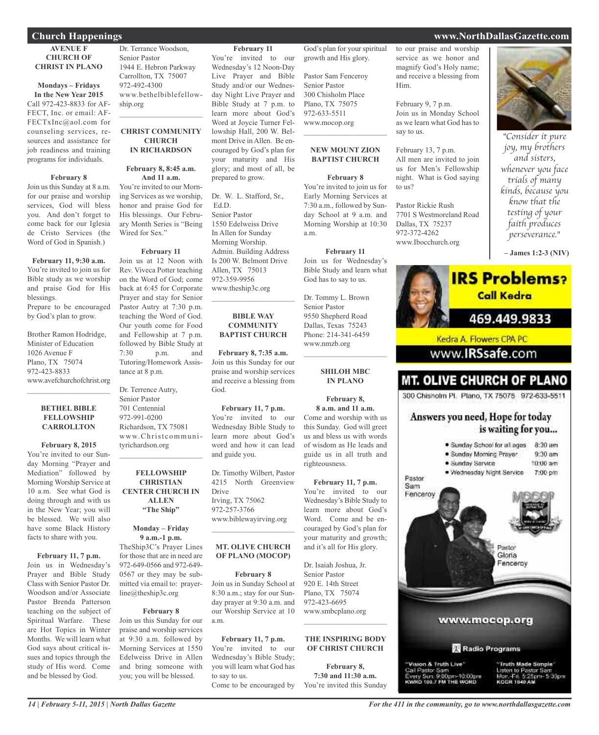## Church Happenings

### AVENUE F CHURCH OF CHRIST IN PLANO

**Mondays – Fridays In the New Year 2015**
Call 972-423-8833 for AFFECT, Inc. or email: AFFECTxInc@aol.com for counseling services, resources and assistance for job readiness and training programs for individuals.

**February 8**
Join us this Sunday at 8 a.m. for our praise and worship services, God will bless you. And don't forget to come back for our Iglesia de Cristo Services (the Word of God in Spanish.)

**February 11, 9:30 a.m.**
You're invited to join us for Bible study as we worship and praise God for His blessings.
Prepare to be encouraged by God's plan to grow.

Brother Ramon Hodridge, Minister of Education
1026 Avenue F
Plano, TX 75074
972-423-8833
www.avefchurchofchrist.org

### BETHEL BIBLE FELLOWSHIP CARROLLTON

**February 8, 2015**
You're invited to our Sunday Morning "Prayer and Mediation" followed by Morning Worship Service at 10 a.m. See what God is doing through and with us in the New Year; you will be blessed. We will also have some Black History facts to share with you.

**February 11, 7 p.m.**
Join us in Wednesday's Prayer and Bible Study Class with Senior Pastor Dr. Woodson and/or Associate Pastor Brenda Patterson teaching on the subject of Spiritual Warfare. These are Hot Topics in Winter Months. We will learn what God says about critical issues and topics through the study of His word. Come and be blessed by God.

Dr. Terrance Woodson, Senior Pastor
1944 E. Hebron Parkway
Carrollton, TX 75007
972-492-4300
www.bethelbiblefellowship.org

### CHRIST COMMUNITY CHURCH IN RICHARDSON

**February 8, 8:45 a.m. And 11 a.m.**
You're invited to our Morning Services as we worship, honor and praise God for His blessings. Our February Month Series is "Being Wired for Sex."

**February 11**
Join us at 12 Noon with Rev. Viveca Potter teaching on the Word of God; come back at 6:45 for Corporate Prayer and stay for Senior Pastor Autry at 7:30 p.m. teaching the Word of God. Our youth come for Food and Fellowship at 7 p.m. followed by Bible Study at 7:30 p.m. and Tutoring/Homework Assistance at 8 p.m.

Dr. Terrence Autry, Senior Pastor
701 Centennial
972-991-0200
Richardson, TX 75081
www.Christcommunityrichardson.org

### FELLOWSHIP CHRISTIAN CENTER CHURCH IN ALLEN "The Ship"

**Monday – Friday 9 a.m.-1 p.m.**
TheShip3C's Prayer Lines for those that are in need are 972-649-0566 and 972-649-0567 or they may be submitted via email to: prayerline@theship3c.org

**February 8**
Join us this Sunday for our praise and worship services at 9:30 a.m. followed by Morning Services at 1550 Edelweiss Drive in Allen and bring someone with you; you will be blessed.

**February 11**
You're invited to our Wednesday's 12 Noon-Day Live Prayer and Bible Study and/or our Wednesday Night Live Prayer and Bible Study at 7 p.m. to learn more about God's Word at Joycie Turner Fellowship Hall, 200 W. Belmont Drive in Allen. Be encouraged by God's plan for your maturity and His glory; and most of all, be prepared to grow.

Dr. W. L. Stafford, Sr., Ed.D.
Senior Pastor
1550 Edelweiss Drive
In Allen for Sunday Morning Worship.
Admin. Building Address Is 200 W. Belmont Drive
Allen, TX 75013
972-359-9956
www.theship3c.org

### BIBLE WAY COMMUNITY BAPTIST CHURCH

**February 8, 7:35 a.m.**
Join us this Sunday for our praise and worship services and receive a blessing from God.

**February 11, 7 p.m.**
You're invited to our Wednesday Bible Study to learn more about God's word and how it can lead and guide you.

Dr. Timothy Wilbert, Pastor
4215 North Greenview Drive
Irving, TX 75062
972-257-3766
www.biblewayirving.org

### MT. OLIVE CHURCH OF PLANO (MOCOP)

**February 8**
Join us in Sunday School at 8:30 a.m.; stay for our Sunday prayer at 9:30 a.m. and our Worship Service at 10 a.m.

**February 11, 7 p.m.**
You're invited to our Wednesday's Bible Study; you will learn what God has to say to us.
Come to be encouraged by God's plan for your spiritual growth and His glory.

Pastor Sam Fenceroy
Senior Pastor
300 Chisholm Place
Plano, TX 75075
972-633-5511
www.mocop.org

### NEW MOUNT ZION BAPTIST CHURCH

**February 8**
You're invited to join us for Early Morning Services at 7:30 a.m., followed by Sunday School at 9 a.m. and Morning Worship at 10:30 a.m.

**February 11**
Join us for Wednesday's Bible Study and learn what God has to say to us.

Dr. Tommy L. Brown
Senior Pastor
9550 Shepherd Road
Dallas, Texas 75243
Phone: 214-341-6459
www.nmzb.org

### SHILOH MBC IN PLANO

**February 8, 8 a.m. and 11 a.m.**
Come and worship with us this Sunday. God will greet us and bless us with words of wisdom as He leads and guide us in all truth and righteousness.

**February 11, 7 p.m.**
You're invited to our Wednesday's Bible Study to learn more about God's Word. Come and be encouraged by God's plan for your maturity and growth; and it's all for His glory.

Dr. Isaiah Joshua, Jr.
Senior Pastor
920 E. 14th Street
Plano, TX 75074
972-423-6695
www.smbcplano.org

### THE INSPIRING BODY OF CHRIST CHURCH

**February 8, 7:30 and 11:30 a.m.**
You're invited this Sunday to our praise and worship service as we honor and magnify God's Holy name; and receive a blessing from Him.

February 9, 7 p.m.
Join us in Monday School as we learn what God has to say to us.

February 13, 7 p.m.
All men are invited to join us for Men's Fellowship night. What is God saying to us?

Pastor Rickie Rush
7701 S Westmoreland Road
Dallas, TX 75237
972-372-4262
www.Ibocchurch.org

*"Consider it pure joy, my brothers and sisters, whenever you face trials of many kinds, because you know that the testing of your faith produces perseverance."*

**– James 1:2-3 (NIV)**

**IRS Problems? Call Kedra**
469.449.9833
Kedra A. Flowers CPA PC
www.IRSsafe.com

**MT. OLIVE CHURCH OF PLANO**
300 Chisholm Pl. Plano, TX 75075 972-633-5511

Answers you need, Hope for today is waiting for you...

- Sunday School for all ages 8:30 am
- Sunday Morning Prayer 9:30 am
- Sunday Service 10:00 am
- Wednesday Night Service 7:00 pm

Pastor Sam Fenceroy
Pastor Gloria Fenceroy

www.mocop.org

Radio Programs

"Vision & Truth Live" Call Pastor Sam Every Sun. 9:00pm-10:00pm KWRD 100.7 FM THE WORD

"Truth Made Simple" Listen to Pastor Sam Mon.-Fri. 5:25pm- 5:30pm KCGR 1040 AM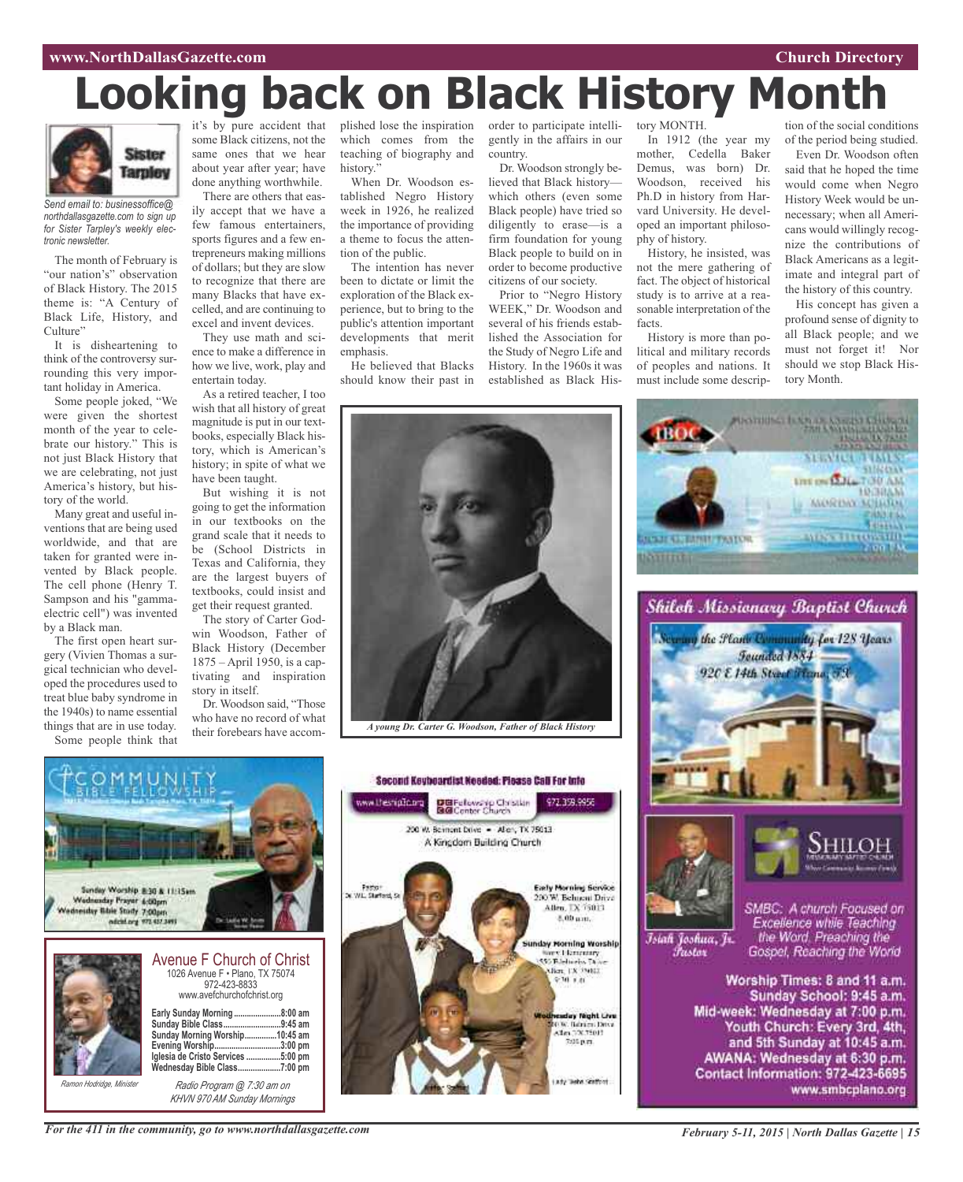# Looking back on Black History Month

*Send email to: businessoffice@northdallasgazette.com to sign up for Sister Tarpley's weekly electronic newsletter.*

The month of February is "our nation's" observation of Black History. The 2015 theme is: "A Century of Black Life, History, and Culture"

It is disheartening to think of the controversy surrounding this very important holiday in America.

Some people joked, "We were given the shortest month of the year to celebrate our history." This is not just Black History that we are celebrating, not just America's history, but history of the world.

Many great and useful inventions that are being used worldwide, and that are taken for granted were invented by Black people. The cell phone (Henry T. Sampson and his "gamma-electric cell") was invented by a Black man.

The first open heart surgery (Vivien Thomas a surgical technician who developed the procedures used to treat blue baby syndrome in the 1940s) to name essential things that are in use today.

Some people think that it's by pure accident that some Black citizens, not the same ones that we hear about year after year; have done anything worthwhile.

There are others that easily accept that we have a few famous entertainers, sports figures and a few entrepreneurs making millions of dollars; but they are slow to recognize that there are many Blacks that have excelled, and are continuing to excel and invent devices.

They use math and science to make a difference in how we live, work, play and entertain today.

As a retired teacher, I too wish that all history of great magnitude is put in our textbooks, especially Black history, which is American's history; in spite of what we have been taught.

But wishing it is not going to get the information in our textbooks on the grand scale that it needs to be (School Districts in Texas and California, they are the largest buyers of textbooks, could insist and get their request granted.

The story of Carter Godwin Woodson, Father of Black History (December 1875 – April 1950, is a captivating and inspiration story in itself.

Dr. Woodson said, "Those who have no record of what their forebears have accomplished lose the inspiration which comes from the teaching of biography and history."

When Dr. Woodson established Negro History week in 1926, he realized the importance of providing a theme to focus the attention of the public.

The intention has never been to dictate or limit the exploration of the Black experience, but to bring to the public's attention important developments that merit emphasis.

He believed that Blacks should know their past in order to participate intelligently in the affairs in our country.

Dr. Woodson strongly believed that Black history—which others (even some Black people) have tried so diligently to erase—is a firm foundation for young Black people to build on in order to become productive citizens of our society.

Prior to "Negro History WEEK," Dr. Woodson and several of his friends established the Association for the Study of Negro Life and History. In the 1960s it was established as Black History MONTH.

In 1912 (the year my mother, Cedella Baker Demus, was born) Dr. Woodson, received his Ph.D in history from Harvard University. He developed an important philosophy of history.

History, he insisted, was not the mere gathering of fact. The object of historical study is to arrive at a reasonable interpretation of the facts.

History is more than political and military records of peoples and nations. It must include some description of the social conditions of the period being studied.

Even Dr. Woodson often said that he hoped the time would come when Negro History Week would be unnecessary; when all Americans would willingly recognize the contributions of Black Americans as a legitimate and integral part of the history of this country.

His concept has given a profound sense of dignity to all Black people; and we must not forget it! Nor should we stop Black History Month.

*A young Dr. Carter G. Woodson, Father of Black History*

## Avenue F Church of Christ

1026 Avenue F • Plano, TX 75074
972-423-8833
www.avefchurchofchrist.org

| | |
|---|---|
| **Early Sunday Morning** | **8:00 am** |
| **Sunday Bible Class** | **9:45 am** |
| **Sunday Morning Worship** | **10:45 am** |
| **Evening Worship** | **3:00 pm** |
| **Iglesia de Cristo Services** | **5:00 pm** |
| **Wednesday Bible Class** | **7:00 pm** |

*Ramon Hodridge, Minister*

*Radio Program @ 7:30 am on KHVN 970 AM Sunday Mornings*

## Shiloh Missionary Baptist Church

*Serving the Plano Community for 128 Years*
*Founded 1884*
*920 E 14th Street Plano, TX*

*Isiah Joshua, Jr. Pastor*

*SMBC: A church Focused on Excellence while Teaching the Word, Preaching the Gospel, Reaching the World*

**Worship Times: 8 and 11 a.m.**
**Sunday School: 9:45 a.m.**
**Mid-week: Wednesday at 7:00 p.m.**
**Youth Church: Every 3rd, 4th, and 5th Sunday at 10:45 a.m.**
**AWANA: Wednesday at 6:30 p.m.**
**Contact Information: 972-423-6695**
**www.smbcplano.org**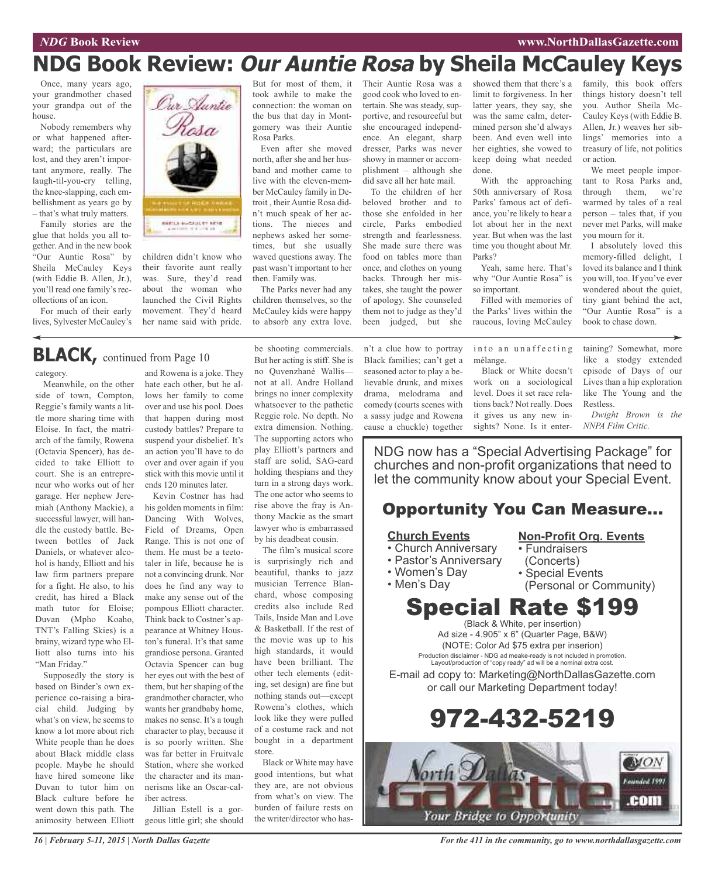# NDG Book Review: *Our Auntie Rosa* by Sheila McCauley Keys

Once, many years ago, your grandmother chased your grandpa out of the house.

Nobody remembers why or what happened afterward; the particulars are lost, and they aren't important anymore, really. The laugh-til-you-cry telling, the knee-slapping, each embellishment as years go by – that's what truly matters.

Family stories are the glue that holds you all together. And in the new book "Our Auntie Rosa" by Sheila McCauley Keys (with Eddie B. Allen, Jr.), you'll read one family's recollections of an icon.

For much of their early lives, Sylvester McCauley's children didn't know who their favorite aunt really was. Sure, they'd read about the woman who launched the Civil Rights movement. They'd heard her name said with pride. But for most of them, it took awhile to make the connection: the woman on the bus that day in Montgomery was their Auntie Rosa Parks.

Even after she moved north, after she and her husband and mother came to live with the eleven-member McCauley family in Detroit , their Auntie Rosa didn't much speak of her actions. The nieces and nephews asked her sometimes, but she usually waved questions away. The past wasn't important to her then. Family was.

The Parks never had any children themselves, so the McCauley kids were happy to absorb any extra love. Their Auntie Rosa was a good cook who loved to entertain. She was steady, supportive, and resourceful but she encouraged independence. An elegant, sharp dresser, Parks was never showy in manner or accomplishment – although she did save all her hate mail.

To the children of her beloved brother and to those she enfolded in her circle, Parks embodied strength and fearlessness. She made sure there was food on tables more than once, and clothes on young backs. Through her mistakes, she taught the power of apology. She counseled them not to judge as they'd been judged, but she showed them that there's a limit to forgiveness. In her latter years, they say, she was the same calm, determined person she'd always been. And even well into her eighties, she vowed to keep doing what needed done.

With the approaching 50th anniversary of Rosa Parks' famous act of defiance, you're likely to hear a lot about her in the next year. But when was the last time you thought about Mr. Parks?

Yeah, same here. That's why "Our Auntie Rosa" is so important.

Filled with memories of the Parks' lives within the raucous, loving McCauley family, this book offers things history doesn't tell you. Author Sheila McCauley Keys (with Eddie B. Allen, Jr.) weaves her siblings' memories into a treasury of life, not politics or action.

We meet people important to Rosa Parks and, through them, we're warmed by tales of a real person – tales that, if you never met Parks, will make you mourn for it.

I absolutely loved this memory-filled delight, I loved its balance and I think you will, too. If you've ever wondered about the quiet, tiny giant behind the act, "Our Auntie Rosa" is a book to chase down.

## BLACK, continued from Page 10

category.

Meanwhile, on the other side of town, Compton, Reggie's family wants a little more sharing time with Eloise. In fact, the matriarch of the family, Rowena (Octavia Spencer), has decided to take Elliott to court. She is an entrepreneur who works out of her garage. Her nephew Jeremiah (Anthony Mackie), a successful lawyer, will handle the custody battle. Between bottles of Jack Daniels, or whatever alcohol is handy, Elliott and his law firm partners prepare for a fight. He also, to his credit, has hired a Black math tutor for Eloise; Duvan (Mpho Koaho, TNT's Falling Skies) is a brainy, wizard type who Elliott also turns into his "Man Friday."

Supposedly the story is based on Binder's own experience co-raising a biracial child. Judging by what's on view, he seems to know a lot more about rich White people than he does about Black middle class people. Maybe he should have hired someone like Duvan to tutor him on Black culture before he went down this path. The animosity between Elliott and Rowena is a joke. They hate each other, but he allows her family to come over and use his pool. Does that happen during most custody battles? Prepare to suspend your disbelief. It's an action you'll have to do over and over again if you stick with this movie until it ends 120 minutes later.

Kevin Costner has had his golden moments in film: Dancing With Wolves, Field of Dreams, Open Range. This is not one of them. He must be a teetotaler in life, because he is not a convincing drunk. Nor does he find any way to make any sense out of the pompous Elliott character. Think back to Costner's appearance at Whitney Houston's funeral. It's that same grandiose persona. Granted Octavia Spencer can bug her eyes out with the best of them, but her shaping of the grandmother character, who wants her grandbaby home, makes no sense. It's a tough character to play, because it is so poorly written. She was far better in Fruitvale Station, where she worked the character and its mannerisms like an Oscar-caliber actress.

Jillian Estell is a gorgeous little girl; she should be shooting commercials. But her acting is stiff. She is no Quvenzhané Wallis—not at all. Andre Holland brings no inner complexity whatsoever to the pathetic Reggie role. No depth. No extra dimension. Nothing. The supporting actors who play Elliott's partners and staff are solid, SAG-card holding thespians and they turn in a strong days work. The one actor who seems to rise above the fray is Anthony Mackie as the smart lawyer who is embarrassed by his deadbeat cousin.

The film's musical score is surprisingly rich and beautiful, thanks to jazz musician Terrence Blanchard, whose composing credits also include Red Tails, Inside Man and Love & Basketball. If the rest of the movie was up to his high standards, it would have been brilliant. The other tech elements (editing, set design) are fine but nothing stands out—except Rowena's clothes, which look like they were pulled of a costume rack and not bought in a department store.

Black or White may have good intentions, but what they are, are not obvious from what's on view. The burden of failure rests on the writer/director who hasn't a clue how to portray Black families; can't get a seasoned actor to play a believable drunk, and mixes drama, melodrama and comedy (courts scenes with a sassy judge and Rowena cause a chuckle) together into an unaffecting mélange.

Black or White doesn't work on a sociological level. Does it set race relations back? Not really. Does it gives us any new insights? None. Is it entertaining? Somewhat, more like a stodgy extended episode of Days of our Lives than a hip exploration like The Young and the Restless.

*Dwight Brown is the NNPA Film Critic.*

---

NDG now has a "Special Advertising Package" for churches and non-profit organizations that need to let the community know about your Special Event.

## Opportunity You Can Measure...

**Church Events**
- Church Anniversary
- Pastor's Anniversary
- Women's Day
- Men's Day

**Non-Profit Org. Events**
- Fundraisers (Concerts)
- Special Events (Personal or Community)

## Special Rate $199

(Black & White, per insertion)
Ad size - 4.905" x 6" (Quarter Page, B&W)
(NOTE: Color Ad $75 extra per inserion)
Production disclaimer - NDG ad meake-ready is not included in promotion. Layout/production of "copy ready" ad will be a nominal extra cost.

E-mail ad copy to: Marketing@NorthDallasGazette.com or call our Marketing Department today!

## 972-432-5219

North Dallas Gazette .com — Your Bridge to Opportunity — Founded 1991